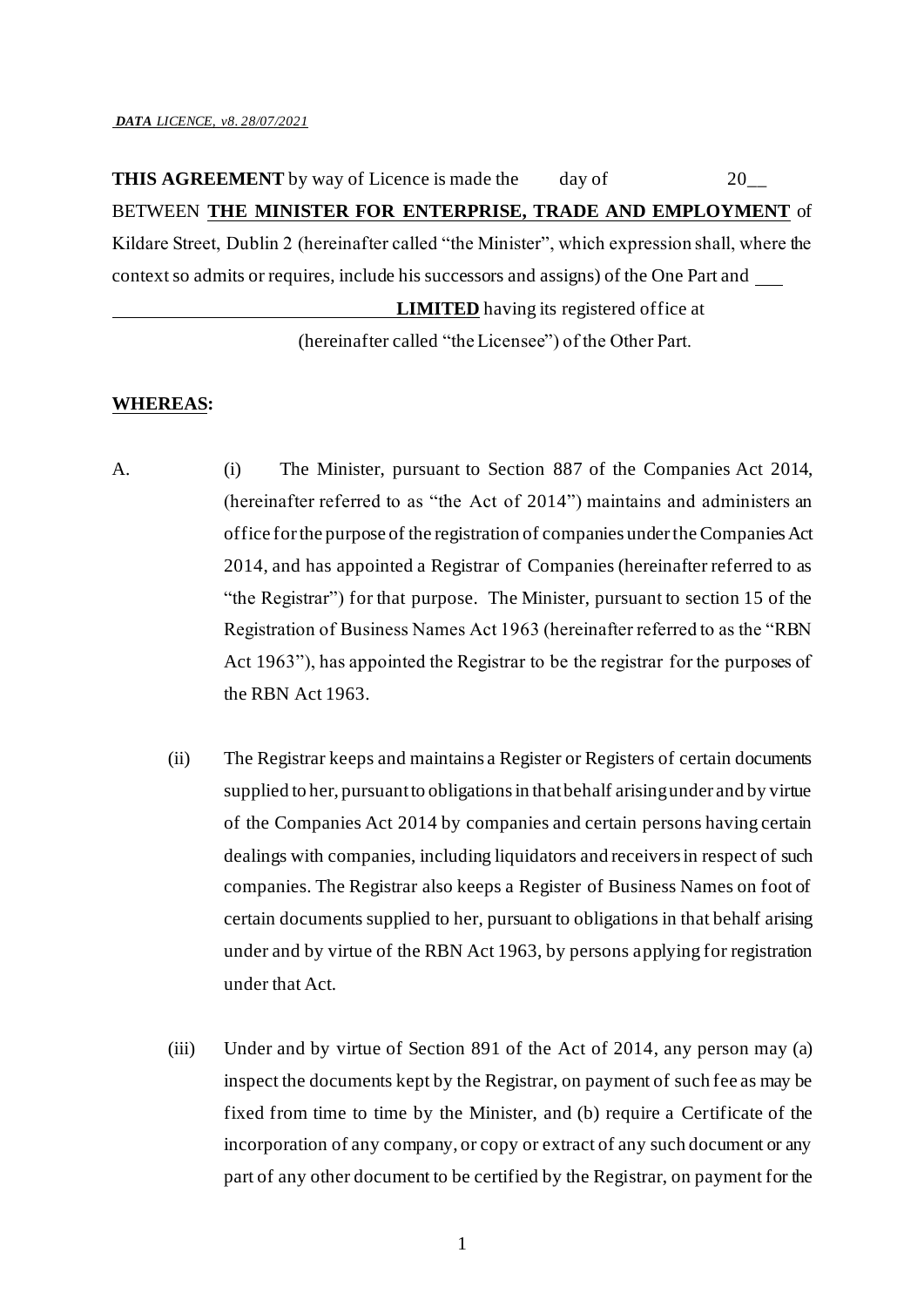*__DATA__ LICENCE, v8. 28/07/2021*

**THIS AGREEMENT** by way of Licence is made the day of 20__ BETWEEN **THE MINISTER FOR ENTERPRISE, TRADE AND EMPLOYMENT** of Kildare Street, Dublin 2 (hereinafter called "the Minister", which expression shall, where the context so admits or requires, include his successors and assigns) of the One Part and ___ ______________________________ **LIMITED** having its registered office at (hereinafter called "the Licensee") of the Other Part.

**WHEREAS:**

A. (i) The Minister, pursuant to Section 887 of the Companies Act 2014, (hereinafter referred to as "the Act of 2014") maintains and administers an office for the purpose of the registration of companies under the Companies Act 2014, and has appointed a Registrar of Companies (hereinafter referred to as "the Registrar") for that purpose. The Minister, pursuant to section 15 of the Registration of Business Names Act 1963 (hereinafter referred to as the "RBN Act 1963"), has appointed the Registrar to be the registrar for the purposes of the RBN Act 1963.

(ii) The Registrar keeps and maintains a Register or Registers of certain documents supplied to her, pursuant to obligations in that behalf arising under and by virtue of the Companies Act 2014 by companies and certain persons having certain dealings with companies, including liquidators and receivers in respect of such companies. The Registrar also keeps a Register of Business Names on foot of certain documents supplied to her, pursuant to obligations in that behalf arising under and by virtue of the RBN Act 1963, by persons applying for registration under that Act.

(iii) Under and by virtue of Section 891 of the Act of 2014, any person may (a) inspect the documents kept by the Registrar, on payment of such fee as may be fixed from time to time by the Minister, and (b) require a Certificate of the incorporation of any company, or copy or extract of any such document or any part of any other document to be certified by the Registrar, on payment for the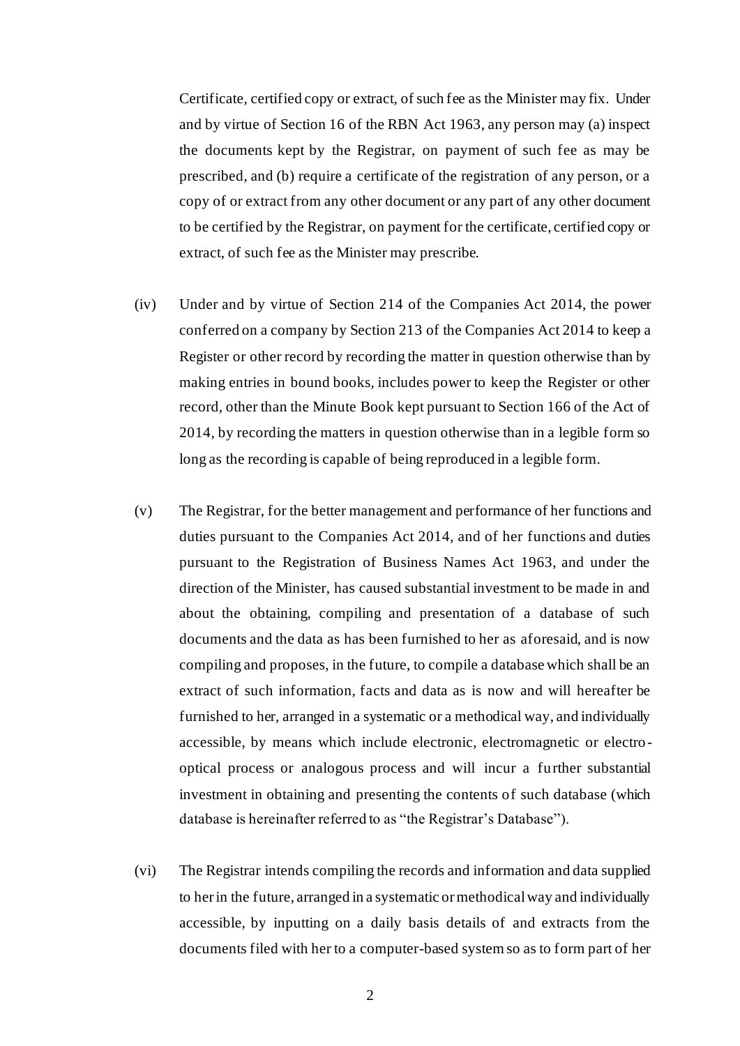Certificate, certified copy or extract, of such fee as the Minister may fix. Under and by virtue of Section 16 of the RBN Act 1963, any person may (a) inspect the documents kept by the Registrar, on payment of such fee as may be prescribed, and (b) require a certificate of the registration of any person, or a copy of or extract from any other document or any part of any other document to be certified by the Registrar, on payment for the certificate, certified copy or extract, of such fee as the Minister may prescribe.

(iv) Under and by virtue of Section 214 of the Companies Act 2014, the power conferred on a company by Section 213 of the Companies Act 2014 to keep a Register or other record by recording the matter in question otherwise than by making entries in bound books, includes power to keep the Register or other record, other than the Minute Book kept pursuant to Section 166 of the Act of 2014, by recording the matters in question otherwise than in a legible form so long as the recording is capable of being reproduced in a legible form.

(v) The Registrar, for the better management and performance of her functions and duties pursuant to the Companies Act 2014, and of her functions and duties pursuant to the Registration of Business Names Act 1963, and under the direction of the Minister, has caused substantial investment to be made in and about the obtaining, compiling and presentation of a database of such documents and the data as has been furnished to her as aforesaid, and is now compiling and proposes, in the future, to compile a database which shall be an extract of such information, facts and data as is now and will hereafter be furnished to her, arranged in a systematic or a methodical way, and individually accessible, by means which include electronic, electromagnetic or electro-optical process or analogous process and will incur a further substantial investment in obtaining and presenting the contents of such database (which database is hereinafter referred to as "the Registrar's Database").

(vi) The Registrar intends compiling the records and information and data supplied to her in the future, arranged in a systematic or methodical way and individually accessible, by inputting on a daily basis details of and extracts from the documents filed with her to a computer-based system so as to form part of her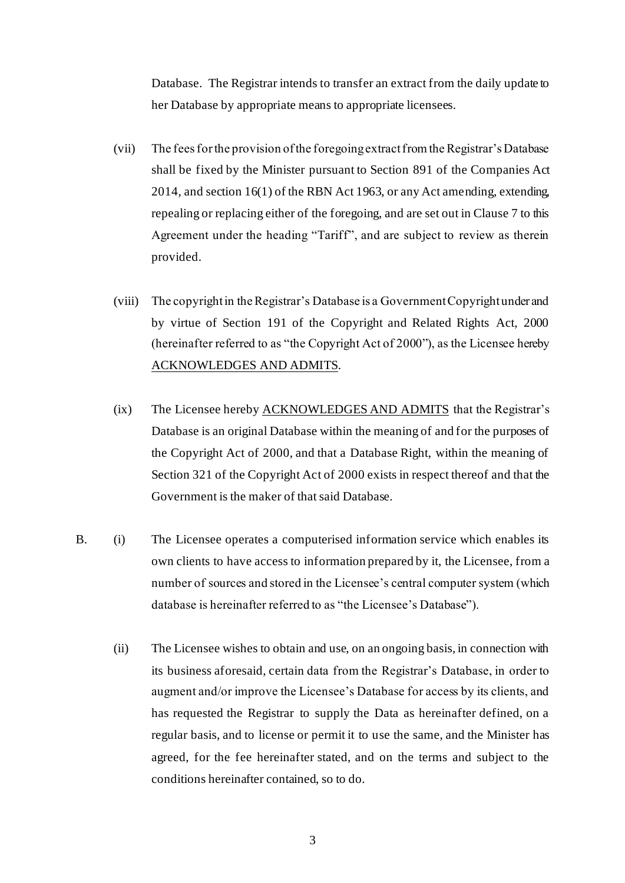Database. The Registrar intends to transfer an extract from the daily update to her Database by appropriate means to appropriate licensees.

(vii) The fees for the provision of the foregoing extract from the Registrar's Database shall be fixed by the Minister pursuant to Section 891 of the Companies Act 2014, and section 16(1) of the RBN Act 1963, or any Act amending, extending, repealing or replacing either of the foregoing, and are set out in Clause 7 to this Agreement under the heading "Tariff", and are subject to review as therein provided.

(viii) The copyright in the Registrar's Database is a Government Copyright under and by virtue of Section 191 of the Copyright and Related Rights Act, 2000 (hereinafter referred to as "the Copyright Act of 2000"), as the Licensee hereby <u>ACKNOWLEDGES AND ADMITS</u>.

(ix) The Licensee hereby <u>ACKNOWLEDGES AND ADMITS</u> that the Registrar's Database is an original Database within the meaning of and for the purposes of the Copyright Act of 2000, and that a Database Right, within the meaning of Section 321 of the Copyright Act of 2000 exists in respect thereof and that the Government is the maker of that said Database.

B. (i) The Licensee operates a computerised information service which enables its own clients to have access to information prepared by it, the Licensee, from a number of sources and stored in the Licensee's central computer system (which database is hereinafter referred to as "the Licensee's Database").

(ii) The Licensee wishes to obtain and use, on an ongoing basis, in connection with its business aforesaid, certain data from the Registrar's Database, in order to augment and/or improve the Licensee's Database for access by its clients, and has requested the Registrar to supply the Data as hereinafter defined, on a regular basis, and to license or permit it to use the same, and the Minister has agreed, for the fee hereinafter stated, and on the terms and subject to the conditions hereinafter contained, so to do.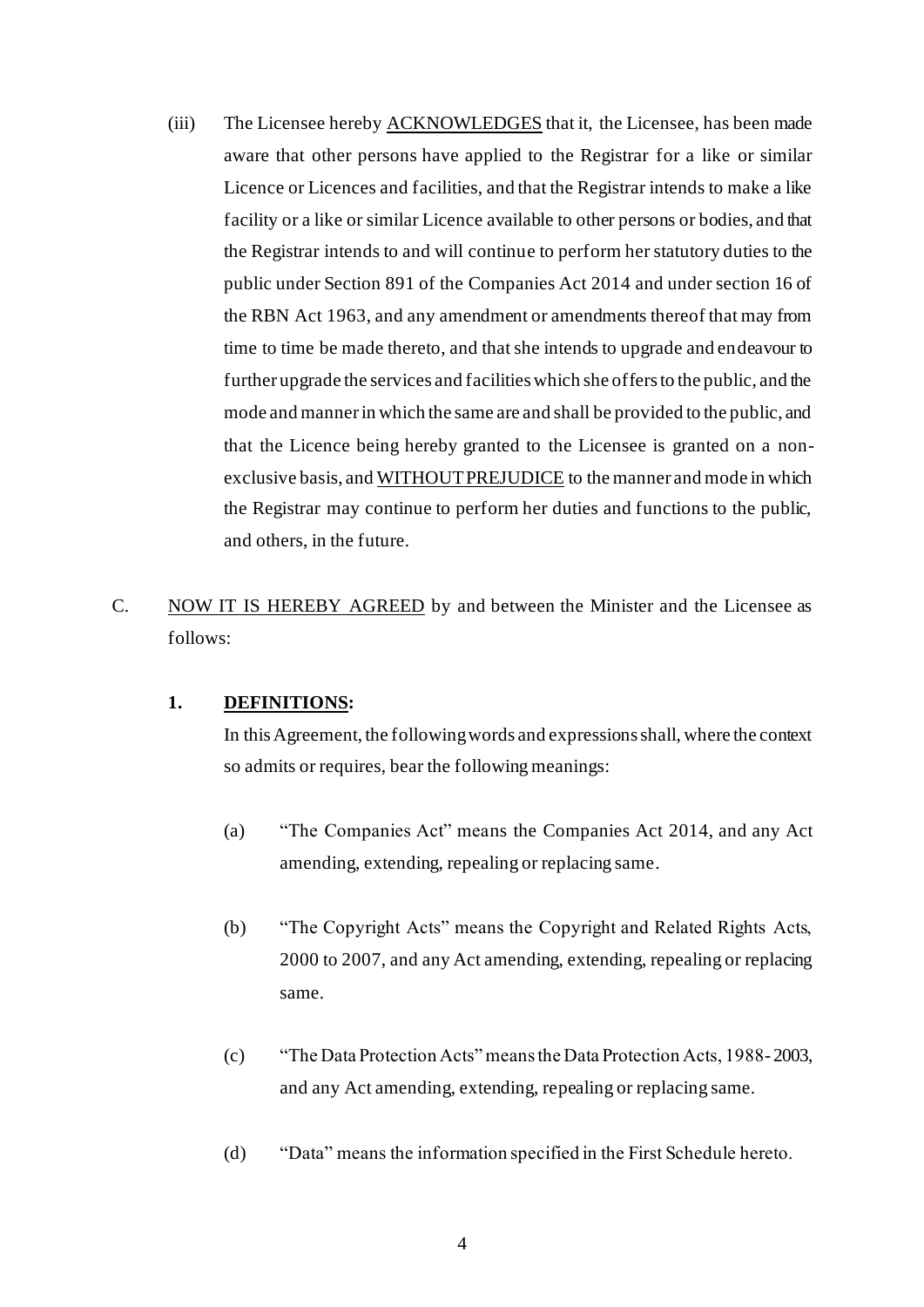(iii) The Licensee hereby <u>ACKNOWLEDGES</u> that it, the Licensee, has been made aware that other persons have applied to the Registrar for a like or similar Licence or Licences and facilities, and that the Registrar intends to make a like facility or a like or similar Licence available to other persons or bodies, and that the Registrar intends to and will continue to perform her statutory duties to the public under Section 891 of the Companies Act 2014 and under section 16 of the RBN Act 1963, and any amendment or amendments thereof that may from time to time be made thereto, and that she intends to upgrade and endeavour to further upgrade the services and facilities which she offers to the public, and the mode and manner in which the same are and shall be provided to the public, and that the Licence being hereby granted to the Licensee is granted on a non-exclusive basis, and <u>WITHOUT PREJUDICE</u> to the manner and mode in which the Registrar may continue to perform her duties and functions to the public, and others, in the future.

C. <u>NOW IT IS HEREBY AGREED</u> by and between the Minister and the Licensee as follows:

**1. <u>DEFINITIONS</u>:**

In this Agreement, the following words and expressions shall, where the context so admits or requires, bear the following meanings:

(a) "The Companies Act" means the Companies Act 2014, and any Act amending, extending, repealing or replacing same.

(b) "The Copyright Acts" means the Copyright and Related Rights Acts, 2000 to 2007, and any Act amending, extending, repealing or replacing same.

(c) "The Data Protection Acts" means the Data Protection Acts, 1988-2003, and any Act amending, extending, repealing or replacing same.

(d) "Data" means the information specified in the First Schedule hereto.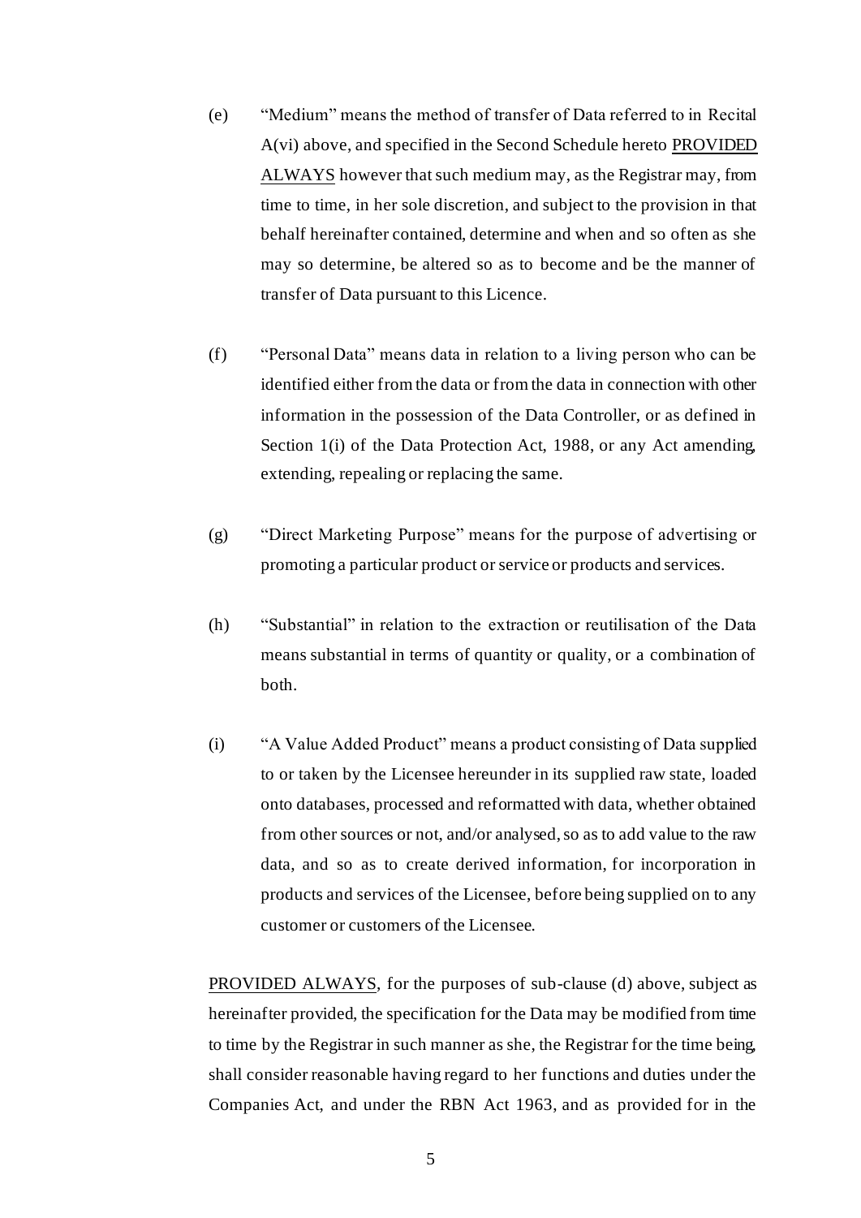(e) "Medium" means the method of transfer of Data referred to in Recital A(vi) above, and specified in the Second Schedule hereto PROVIDED ALWAYS however that such medium may, as the Registrar may, from time to time, in her sole discretion, and subject to the provision in that behalf hereinafter contained, determine and when and so often as she may so determine, be altered so as to become and be the manner of transfer of Data pursuant to this Licence.

(f) "Personal Data" means data in relation to a living person who can be identified either from the data or from the data in connection with other information in the possession of the Data Controller, or as defined in Section 1(i) of the Data Protection Act, 1988, or any Act amending, extending, repealing or replacing the same.

(g) "Direct Marketing Purpose" means for the purpose of advertising or promoting a particular product or service or products and services.

(h) "Substantial" in relation to the extraction or reutilisation of the Data means substantial in terms of quantity or quality, or a combination of both.

(i) "A Value Added Product" means a product consisting of Data supplied to or taken by the Licensee hereunder in its supplied raw state, loaded onto databases, processed and reformatted with data, whether obtained from other sources or not, and/or analysed, so as to add value to the raw data, and so as to create derived information, for incorporation in products and services of the Licensee, before being supplied on to any customer or customers of the Licensee.

PROVIDED ALWAYS, for the purposes of sub-clause (d) above, subject as hereinafter provided, the specification for the Data may be modified from time to time by the Registrar in such manner as she, the Registrar for the time being, shall consider reasonable having regard to her functions and duties under the Companies Act, and under the RBN Act 1963, and as provided for in the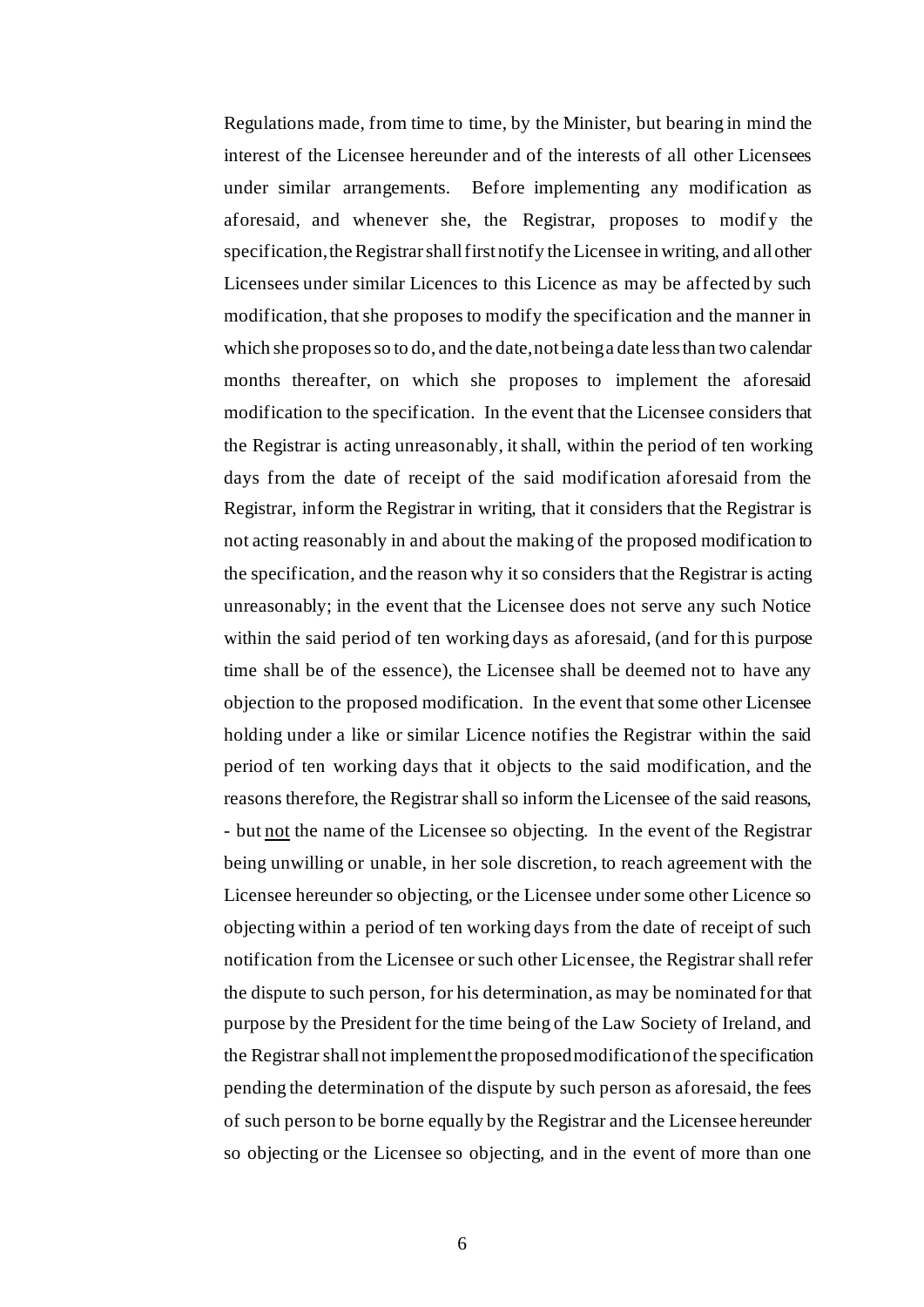Regulations made, from time to time, by the Minister, but bearing in mind the interest of the Licensee hereunder and of the interests of all other Licensees under similar arrangements. Before implementing any modification as aforesaid, and whenever she, the Registrar, proposes to modify the specification, the Registrar shall first notify the Licensee in writing, and all other Licensees under similar Licences to this Licence as may be affected by such modification, that she proposes to modify the specification and the manner in which she proposes so to do, and the date, not being a date less than two calendar months thereafter, on which she proposes to implement the aforesaid modification to the specification. In the event that the Licensee considers that the Registrar is acting unreasonably, it shall, within the period of ten working days from the date of receipt of the said modification aforesaid from the Registrar, inform the Registrar in writing, that it considers that the Registrar is not acting reasonably in and about the making of the proposed modification to the specification, and the reason why it so considers that the Registrar is acting unreasonably; in the event that the Licensee does not serve any such Notice within the said period of ten working days as aforesaid, (and for this purpose time shall be of the essence), the Licensee shall be deemed not to have any objection to the proposed modification. In the event that some other Licensee holding under a like or similar Licence notifies the Registrar within the said period of ten working days that it objects to the said modification, and the reasons therefore, the Registrar shall so inform the Licensee of the said reasons, - but <u>not</u> the name of the Licensee so objecting. In the event of the Registrar being unwilling or unable, in her sole discretion, to reach agreement with the Licensee hereunder so objecting, or the Licensee under some other Licence so objecting within a period of ten working days from the date of receipt of such notification from the Licensee or such other Licensee, the Registrar shall refer the dispute to such person, for his determination, as may be nominated for that purpose by the President for the time being of the Law Society of Ireland, and the Registrar shall not implement the proposed modification of the specification pending the determination of the dispute by such person as aforesaid, the fees of such person to be borne equally by the Registrar and the Licensee hereunder so objecting or the Licensee so objecting, and in the event of more than one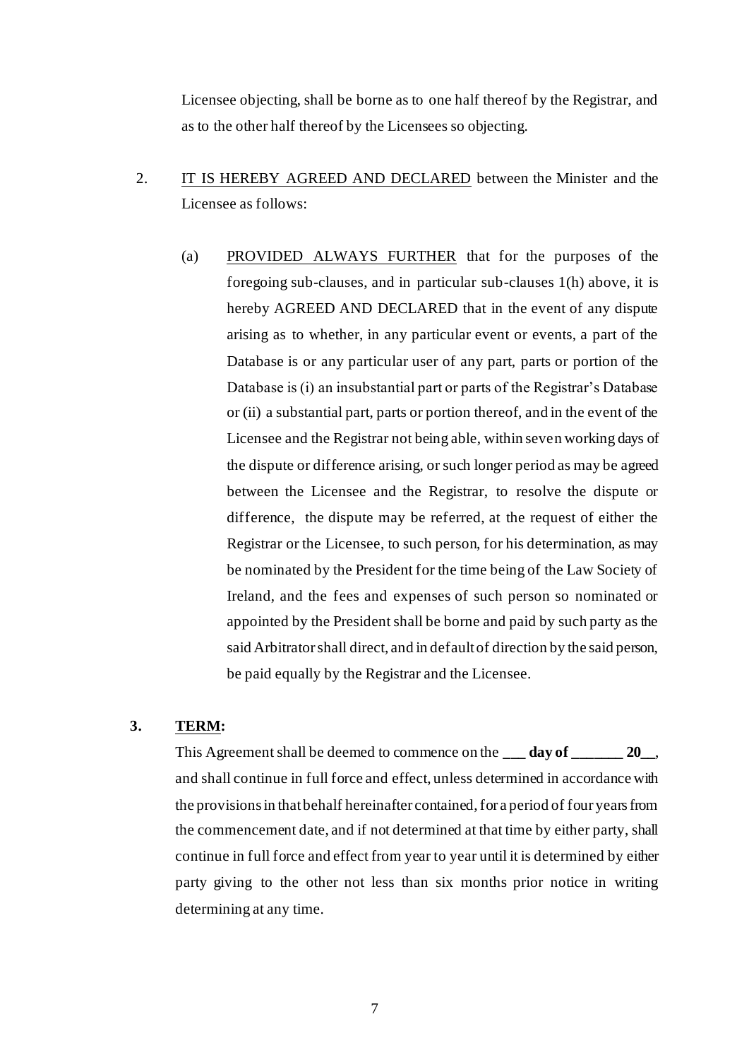Licensee objecting, shall be borne as to one half thereof by the Registrar, and as to the other half thereof by the Licensees so objecting.

2. IT IS HEREBY AGREED AND DECLARED between the Minister and the Licensee as follows:

   (a) PROVIDED ALWAYS FURTHER that for the purposes of the foregoing sub-clauses, and in particular sub-clauses 1(h) above, it is hereby AGREED AND DECLARED that in the event of any dispute arising as to whether, in any particular event or events, a part of the Database is or any particular user of any part, parts or portion of the Database is (i) an insubstantial part or parts of the Registrar's Database or (ii) a substantial part, parts or portion thereof, and in the event of the Licensee and the Registrar not being able, within seven working days of the dispute or difference arising, or such longer period as may be agreed between the Licensee and the Registrar, to resolve the dispute or difference, the dispute may be referred, at the request of either the Registrar or the Licensee, to such person, for his determination, as may be nominated by the President for the time being of the Law Society of Ireland, and the fees and expenses of such person so nominated or appointed by the President shall be borne and paid by such party as the said Arbitrator shall direct, and in default of direction by the said person, be paid equally by the Registrar and the Licensee.

**3. TERM:**

This Agreement shall be deemed to commence on the **___ day of _______ 20__**, and shall continue in full force and effect, unless determined in accordance with the provisions in that behalf hereinafter contained, for a period of four years from the commencement date, and if not determined at that time by either party, shall continue in full force and effect from year to year until it is determined by either party giving to the other not less than six months prior notice in writing determining at any time.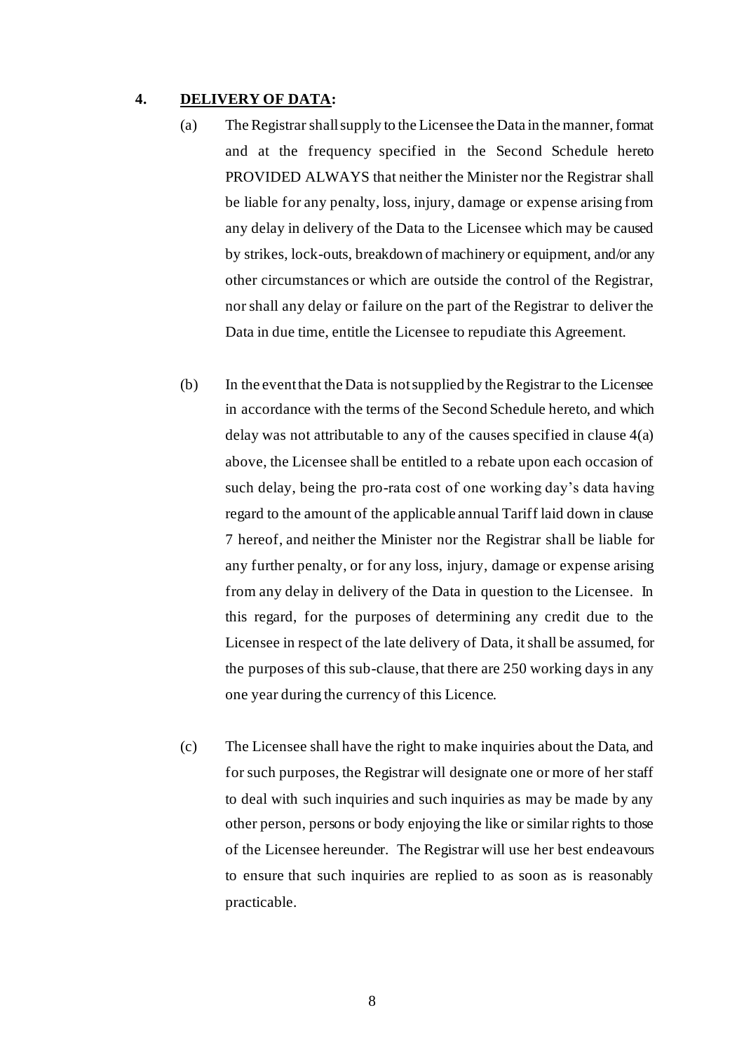**4. DELIVERY OF DATA:**

(a) The Registrar shall supply to the Licensee the Data in the manner, format and at the frequency specified in the Second Schedule hereto PROVIDED ALWAYS that neither the Minister nor the Registrar shall be liable for any penalty, loss, injury, damage or expense arising from any delay in delivery of the Data to the Licensee which may be caused by strikes, lock-outs, breakdown of machinery or equipment, and/or any other circumstances or which are outside the control of the Registrar, nor shall any delay or failure on the part of the Registrar to deliver the Data in due time, entitle the Licensee to repudiate this Agreement.

(b) In the event that the Data is not supplied by the Registrar to the Licensee in accordance with the terms of the Second Schedule hereto, and which delay was not attributable to any of the causes specified in clause 4(a) above, the Licensee shall be entitled to a rebate upon each occasion of such delay, being the pro-rata cost of one working day's data having regard to the amount of the applicable annual Tariff laid down in clause 7 hereof, and neither the Minister nor the Registrar shall be liable for any further penalty, or for any loss, injury, damage or expense arising from any delay in delivery of the Data in question to the Licensee. In this regard, for the purposes of determining any credit due to the Licensee in respect of the late delivery of Data, it shall be assumed, for the purposes of this sub-clause, that there are 250 working days in any one year during the currency of this Licence.

(c) The Licensee shall have the right to make inquiries about the Data, and for such purposes, the Registrar will designate one or more of her staff to deal with such inquiries and such inquiries as may be made by any other person, persons or body enjoying the like or similar rights to those of the Licensee hereunder. The Registrar will use her best endeavours to ensure that such inquiries are replied to as soon as is reasonably practicable.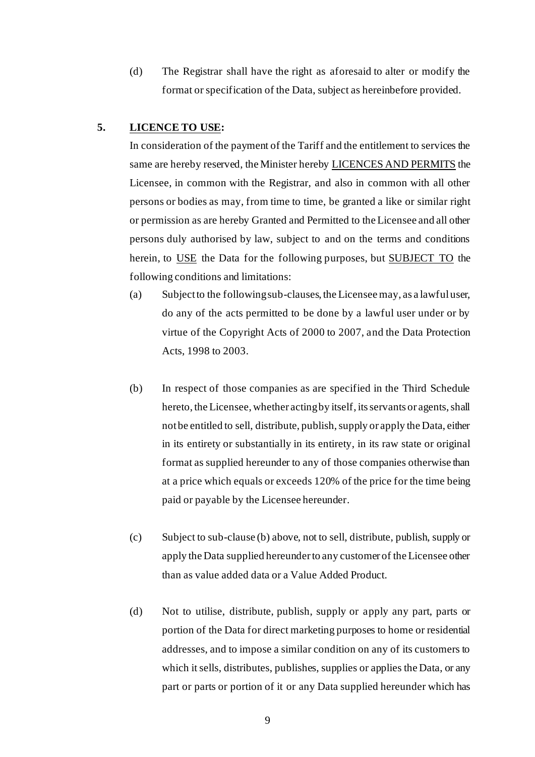(d) The Registrar shall have the right as aforesaid to alter or modify the format or specification of the Data, subject as hereinbefore provided.

**5. <u>LICENCE TO USE</u>:**

In consideration of the payment of the Tariff and the entitlement to services the same are hereby reserved, the Minister hereby <u>LICENCES AND PERMITS</u> the Licensee, in common with the Registrar, and also in common with all other persons or bodies as may, from time to time, be granted a like or similar right or permission as are hereby Granted and Permitted to the Licensee and all other persons duly authorised by law, subject to and on the terms and conditions herein, to <u>USE</u> the Data for the following purposes, but <u>SUBJECT TO</u> the following conditions and limitations:

(a) Subject to the following sub-clauses, the Licensee may, as a lawful user, do any of the acts permitted to be done by a lawful user under or by virtue of the Copyright Acts of 2000 to 2007, and the Data Protection Acts, 1998 to 2003.

(b) In respect of those companies as are specified in the Third Schedule hereto, the Licensee, whether acting by itself, its servants or agents, shall not be entitled to sell, distribute, publish, supply or apply the Data, either in its entirety or substantially in its entirety, in its raw state or original format as supplied hereunder to any of those companies otherwise than at a price which equals or exceeds 120% of the price for the time being paid or payable by the Licensee hereunder.

(c) Subject to sub-clause (b) above, not to sell, distribute, publish, supply or apply the Data supplied hereunder to any customer of the Licensee other than as value added data or a Value Added Product.

(d) Not to utilise, distribute, publish, supply or apply any part, parts or portion of the Data for direct marketing purposes to home or residential addresses, and to impose a similar condition on any of its customers to which it sells, distributes, publishes, supplies or applies the Data, or any part or parts or portion of it or any Data supplied hereunder which has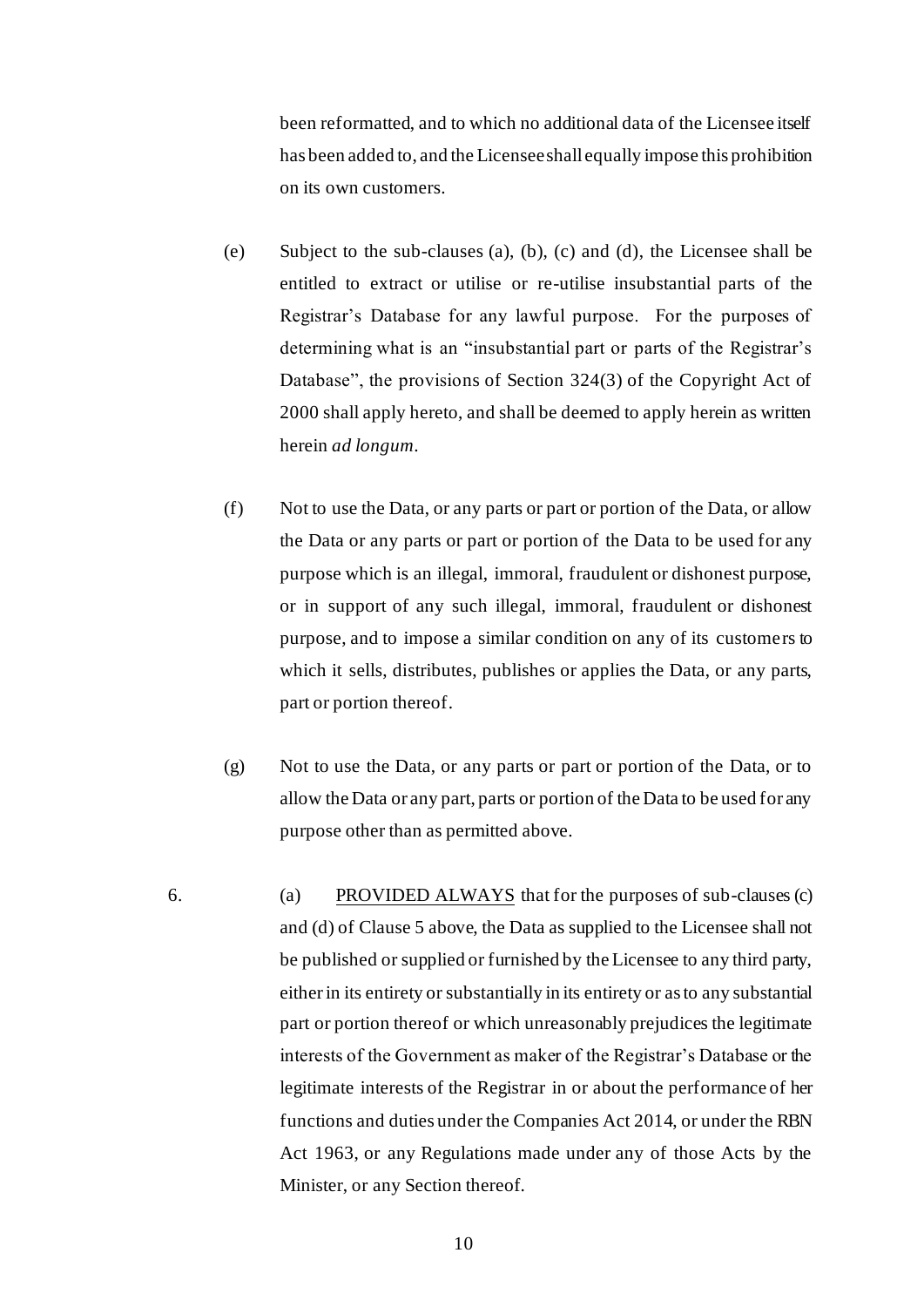been reformatted, and to which no additional data of the Licensee itself has been added to, and the Licensee shall equally impose this prohibition on its own customers.

(e) Subject to the sub-clauses (a), (b), (c) and (d), the Licensee shall be entitled to extract or utilise or re-utilise insubstantial parts of the Registrar's Database for any lawful purpose. For the purposes of determining what is an "insubstantial part or parts of the Registrar's Database", the provisions of Section 324(3) of the Copyright Act of 2000 shall apply hereto, and shall be deemed to apply herein as written herein *ad longum*.

(f) Not to use the Data, or any parts or part or portion of the Data, or allow the Data or any parts or part or portion of the Data to be used for any purpose which is an illegal, immoral, fraudulent or dishonest purpose, or in support of any such illegal, immoral, fraudulent or dishonest purpose, and to impose a similar condition on any of its customers to which it sells, distributes, publishes or applies the Data, or any parts, part or portion thereof.

(g) Not to use the Data, or any parts or part or portion of the Data, or to allow the Data or any part, parts or portion of the Data to be used for any purpose other than as permitted above.

6. (a) PROVIDED ALWAYS that for the purposes of sub-clauses (c) and (d) of Clause 5 above, the Data as supplied to the Licensee shall not be published or supplied or furnished by the Licensee to any third party, either in its entirety or substantially in its entirety or as to any substantial part or portion thereof or which unreasonably prejudices the legitimate interests of the Government as maker of the Registrar's Database or the legitimate interests of the Registrar in or about the performance of her functions and duties under the Companies Act 2014, or under the RBN Act 1963, or any Regulations made under any of those Acts by the Minister, or any Section thereof.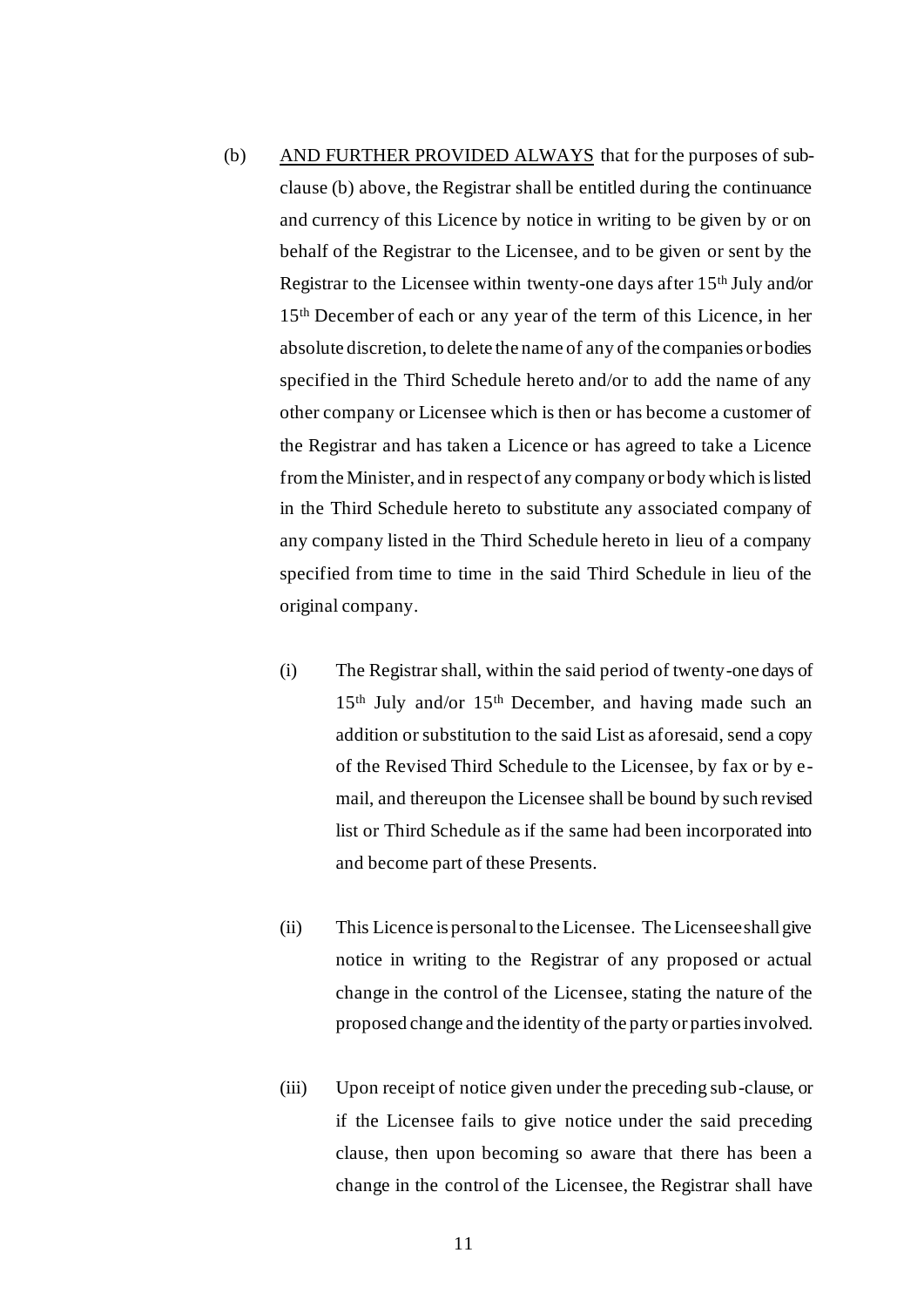(b) <u>AND FURTHER PROVIDED ALWAYS</u> that for the purposes of sub-clause (b) above, the Registrar shall be entitled during the continuance and currency of this Licence by notice in writing to be given by or on behalf of the Registrar to the Licensee, and to be given or sent by the Registrar to the Licensee within twenty-one days after 15th July and/or 15th December of each or any year of the term of this Licence, in her absolute discretion, to delete the name of any of the companies or bodies specified in the Third Schedule hereto and/or to add the name of any other company or Licensee which is then or has become a customer of the Registrar and has taken a Licence or has agreed to take a Licence from the Minister, and in respect of any company or body which is listed in the Third Schedule hereto to substitute any associated company of any company listed in the Third Schedule hereto in lieu of a company specified from time to time in the said Third Schedule in lieu of the original company.

(i) The Registrar shall, within the said period of twenty-one days of 15th July and/or 15th December, and having made such an addition or substitution to the said List as aforesaid, send a copy of the Revised Third Schedule to the Licensee, by fax or by e-mail, and thereupon the Licensee shall be bound by such revised list or Third Schedule as if the same had been incorporated into and become part of these Presents.

(ii) This Licence is personal to the Licensee. The Licensee shall give notice in writing to the Registrar of any proposed or actual change in the control of the Licensee, stating the nature of the proposed change and the identity of the party or parties involved.

(iii) Upon receipt of notice given under the preceding sub-clause, or if the Licensee fails to give notice under the said preceding clause, then upon becoming so aware that there has been a change in the control of the Licensee, the Registrar shall have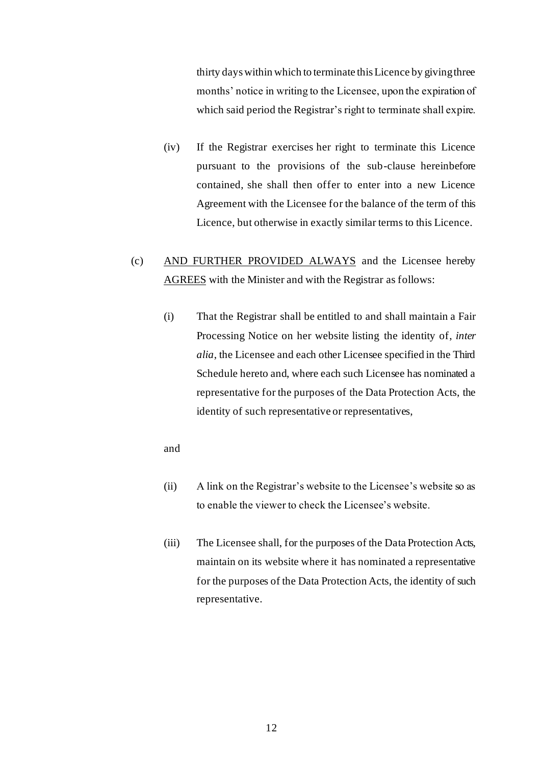thirty days within which to terminate this Licence by giving three months' notice in writing to the Licensee, upon the expiration of which said period the Registrar's right to terminate shall expire.

(iv) If the Registrar exercises her right to terminate this Licence pursuant to the provisions of the sub-clause hereinbefore contained, she shall then offer to enter into a new Licence Agreement with the Licensee for the balance of the term of this Licence, but otherwise in exactly similar terms to this Licence.

(c) <u>AND FURTHER PROVIDED ALWAYS</u> and the Licensee hereby <u>AGREES</u> with the Minister and with the Registrar as follows:

(i) That the Registrar shall be entitled to and shall maintain a Fair Processing Notice on her website listing the identity of, *inter alia*, the Licensee and each other Licensee specified in the Third Schedule hereto and, where each such Licensee has nominated a representative for the purposes of the Data Protection Acts, the identity of such representative or representatives,

and

(ii) A link on the Registrar's website to the Licensee's website so as to enable the viewer to check the Licensee's website.

(iii) The Licensee shall, for the purposes of the Data Protection Acts, maintain on its website where it has nominated a representative for the purposes of the Data Protection Acts, the identity of such representative.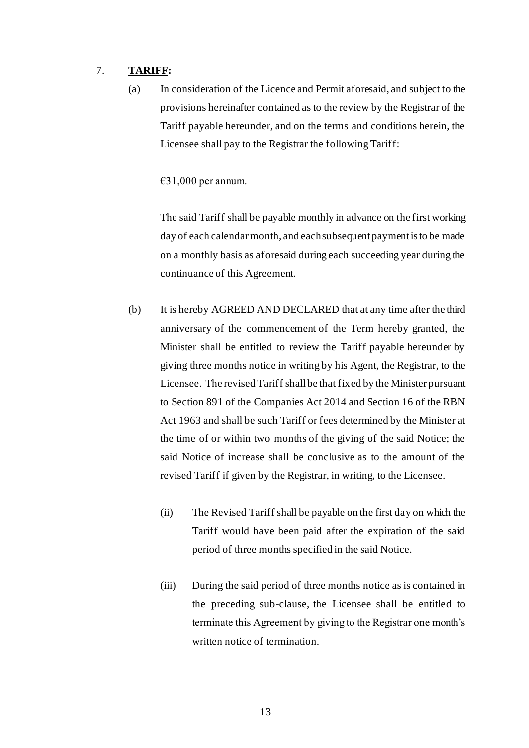7. **TARIFF:**

   (a) In consideration of the Licence and Permit aforesaid, and subject to the provisions hereinafter contained as to the review by the Registrar of the Tariff payable hereunder, and on the terms and conditions herein, the Licensee shall pay to the Registrar the following Tariff:

   €31,000 per annum.

   The said Tariff shall be payable monthly in advance on the first working day of each calendar month, and each subsequent payment is to be made on a monthly basis as aforesaid during each succeeding year during the continuance of this Agreement.

   (b) It is hereby AGREED AND DECLARED that at any time after the third anniversary of the commencement of the Term hereby granted, the Minister shall be entitled to review the Tariff payable hereunder by giving three months notice in writing by his Agent, the Registrar, to the Licensee. The revised Tariff shall be that fixed by the Minister pursuant to Section 891 of the Companies Act 2014 and Section 16 of the RBN Act 1963 and shall be such Tariff or fees determined by the Minister at the time of or within two months of the giving of the said Notice; the said Notice of increase shall be conclusive as to the amount of the revised Tariff if given by the Registrar, in writing, to the Licensee.

      (ii) The Revised Tariff shall be payable on the first day on which the Tariff would have been paid after the expiration of the said period of three months specified in the said Notice.

      (iii) During the said period of three months notice as is contained in the preceding sub-clause, the Licensee shall be entitled to terminate this Agreement by giving to the Registrar one month's written notice of termination.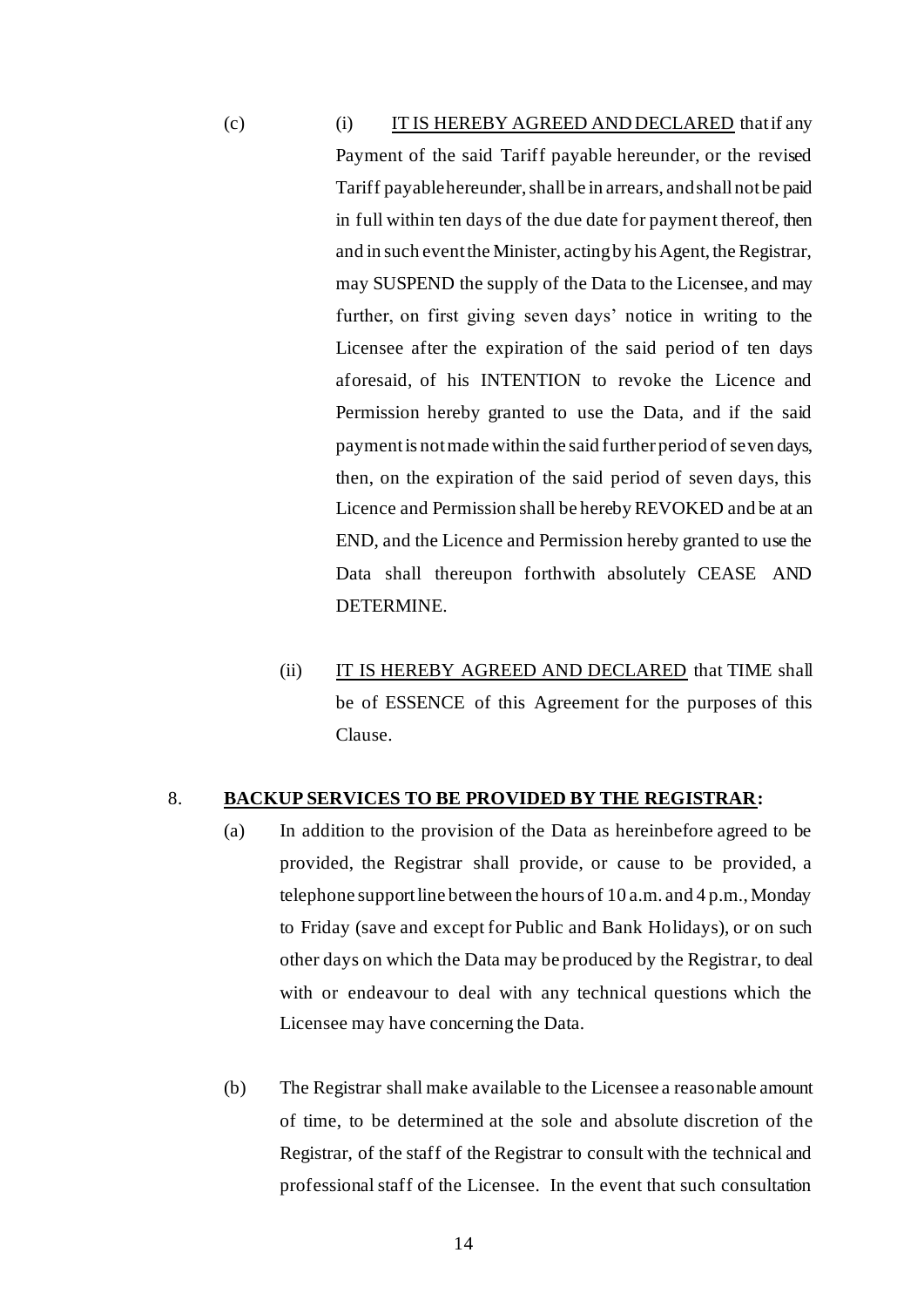(c) (i) <u>IT IS HEREBY AGREED AND DECLARED</u> that if any Payment of the said Tariff payable hereunder, or the revised Tariff payable hereunder, shall be in arrears, and shall not be paid in full within ten days of the due date for payment thereof, then and in such event the Minister, acting by his Agent, the Registrar, may SUSPEND the supply of the Data to the Licensee, and may further, on first giving seven days' notice in writing to the Licensee after the expiration of the said period of ten days aforesaid, of his INTENTION to revoke the Licence and Permission hereby granted to use the Data, and if the said payment is not made within the said further period of seven days, then, on the expiration of the said period of seven days, this Licence and Permission shall be hereby REVOKED and be at an END, and the Licence and Permission hereby granted to use the Data shall thereupon forthwith absolutely CEASE AND DETERMINE.

(ii) <u>IT IS HEREBY AGREED AND DECLARED</u> that TIME shall be of ESSENCE of this Agreement for the purposes of this Clause.

8. **<u>BACKUP SERVICES TO BE PROVIDED BY THE REGISTRAR</u>:**

(a) In addition to the provision of the Data as hereinbefore agreed to be provided, the Registrar shall provide, or cause to be provided, a telephone support line between the hours of 10 a.m. and 4 p.m., Monday to Friday (save and except for Public and Bank Holidays), or on such other days on which the Data may be produced by the Registrar, to deal with or endeavour to deal with any technical questions which the Licensee may have concerning the Data.

(b) The Registrar shall make available to the Licensee a reasonable amount of time, to be determined at the sole and absolute discretion of the Registrar, of the staff of the Registrar to consult with the technical and professional staff of the Licensee. In the event that such consultation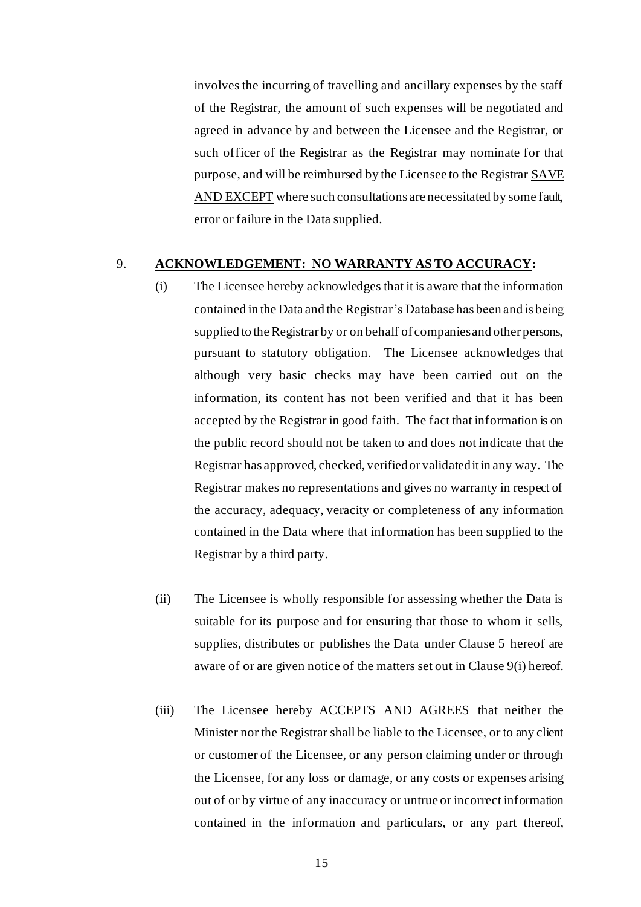involves the incurring of travelling and ancillary expenses by the staff of the Registrar, the amount of such expenses will be negotiated and agreed in advance by and between the Licensee and the Registrar, or such officer of the Registrar as the Registrar may nominate for that purpose, and will be reimbursed by the Licensee to the Registrar SAVE AND EXCEPT where such consultations are necessitated by some fault, error or failure in the Data supplied.

9. **ACKNOWLEDGEMENT: NO WARRANTY AS TO ACCURACY:**

(i) The Licensee hereby acknowledges that it is aware that the information contained in the Data and the Registrar's Database has been and is being supplied to the Registrar by or on behalf of companies and other persons, pursuant to statutory obligation. The Licensee acknowledges that although very basic checks may have been carried out on the information, its content has not been verified and that it has been accepted by the Registrar in good faith. The fact that information is on the public record should not be taken to and does not indicate that the Registrar has approved, checked, verified or validated it in any way. The Registrar makes no representations and gives no warranty in respect of the accuracy, adequacy, veracity or completeness of any information contained in the Data where that information has been supplied to the Registrar by a third party.

(ii) The Licensee is wholly responsible for assessing whether the Data is suitable for its purpose and for ensuring that those to whom it sells, supplies, distributes or publishes the Data under Clause 5 hereof are aware of or are given notice of the matters set out in Clause 9(i) hereof.

(iii) The Licensee hereby ACCEPTS AND AGREES that neither the Minister nor the Registrar shall be liable to the Licensee, or to any client or customer of the Licensee, or any person claiming under or through the Licensee, for any loss or damage, or any costs or expenses arising out of or by virtue of any inaccuracy or untrue or incorrect information contained in the information and particulars, or any part thereof,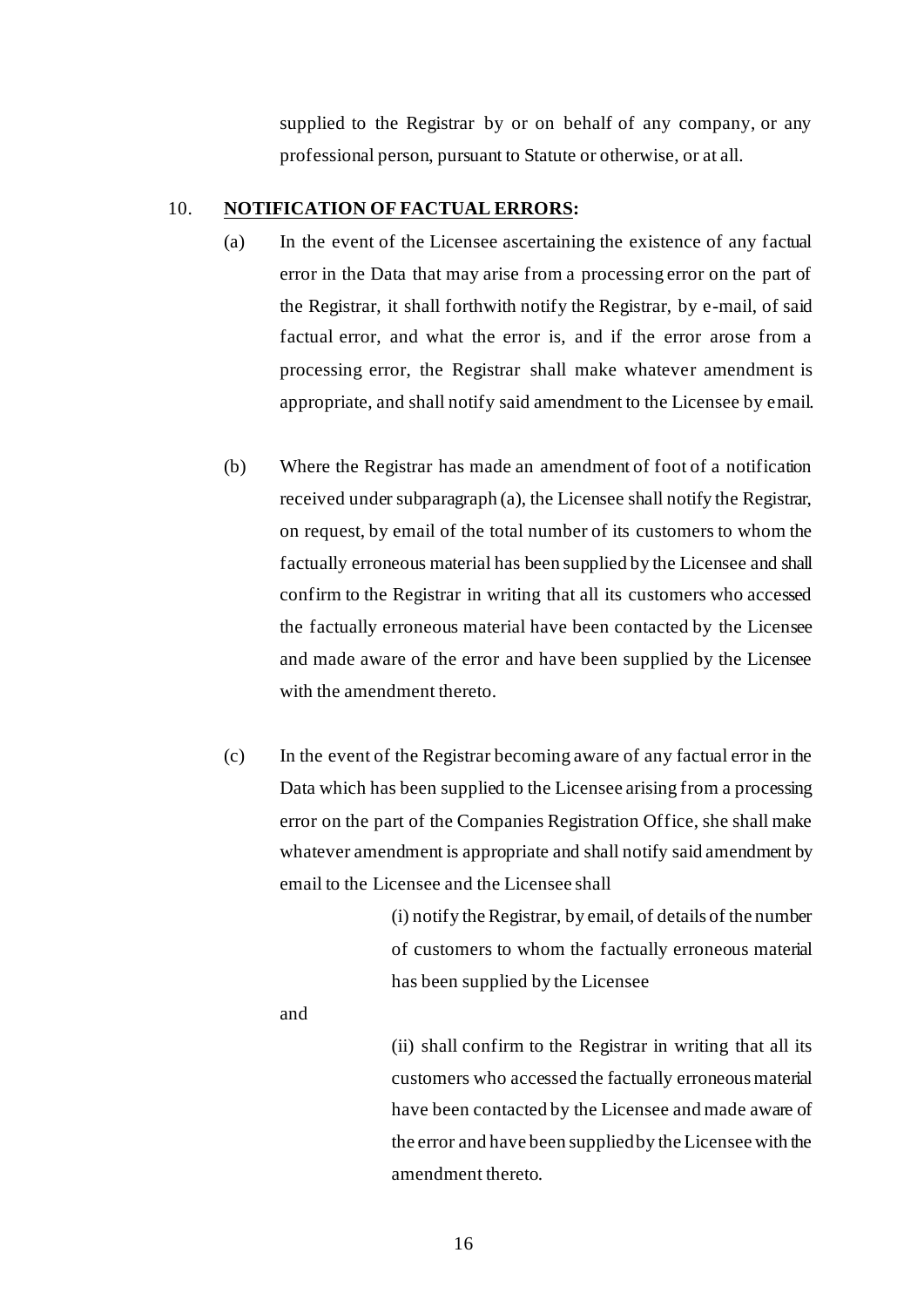supplied to the Registrar by or on behalf of any company, or any professional person, pursuant to Statute or otherwise, or at all.

10. **NOTIFICATION OF FACTUAL ERRORS:**

(a) In the event of the Licensee ascertaining the existence of any factual error in the Data that may arise from a processing error on the part of the Registrar, it shall forthwith notify the Registrar, by e-mail, of said factual error, and what the error is, and if the error arose from a processing error, the Registrar shall make whatever amendment is appropriate, and shall notify said amendment to the Licensee by email.

(b) Where the Registrar has made an amendment of foot of a notification received under subparagraph (a), the Licensee shall notify the Registrar, on request, by email of the total number of its customers to whom the factually erroneous material has been supplied by the Licensee and shall confirm to the Registrar in writing that all its customers who accessed the factually erroneous material have been contacted by the Licensee and made aware of the error and have been supplied by the Licensee with the amendment thereto.

(c) In the event of the Registrar becoming aware of any factual error in the Data which has been supplied to the Licensee arising from a processing error on the part of the Companies Registration Office, she shall make whatever amendment is appropriate and shall notify said amendment by email to the Licensee and the Licensee shall

(i) notify the Registrar, by email, of details of the number of customers to whom the factually erroneous material has been supplied by the Licensee

and

(ii) shall confirm to the Registrar in writing that all its customers who accessed the factually erroneous material have been contacted by the Licensee and made aware of the error and have been supplied by the Licensee with the amendment thereto.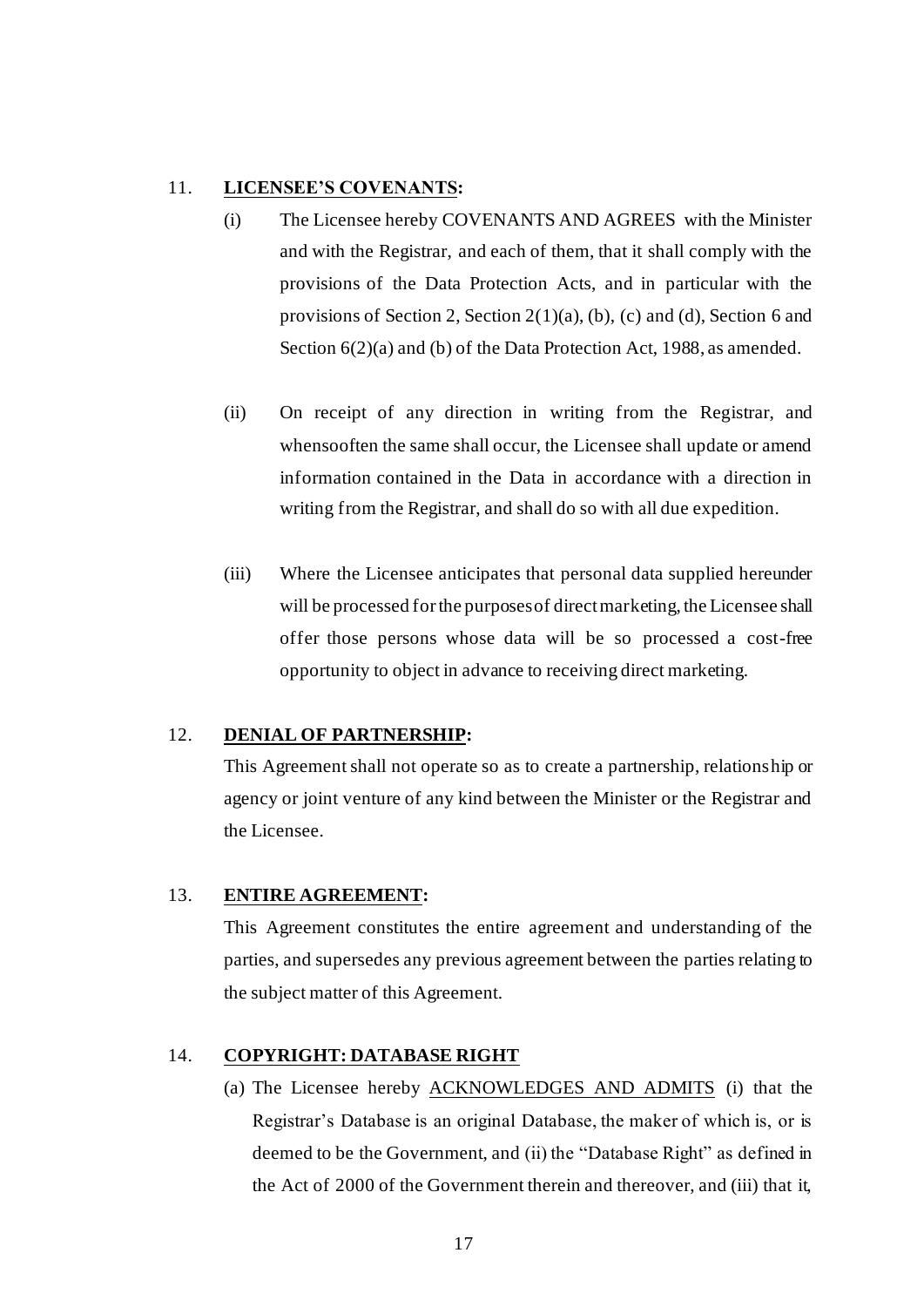11. **LICENSEE'S COVENANTS:**

(i) The Licensee hereby COVENANTS AND AGREES with the Minister and with the Registrar, and each of them, that it shall comply with the provisions of the Data Protection Acts, and in particular with the provisions of Section 2, Section 2(1)(a), (b), (c) and (d), Section 6 and Section 6(2)(a) and (b) of the Data Protection Act, 1988, as amended.

(ii) On receipt of any direction in writing from the Registrar, and whensooften the same shall occur, the Licensee shall update or amend information contained in the Data in accordance with a direction in writing from the Registrar, and shall do so with all due expedition.

(iii) Where the Licensee anticipates that personal data supplied hereunder will be processed for the purposes of direct marketing, the Licensee shall offer those persons whose data will be so processed a cost-free opportunity to object in advance to receiving direct marketing.

12. **DENIAL OF PARTNERSHIP:**

This Agreement shall not operate so as to create a partnership, relationship or agency or joint venture of any kind between the Minister or the Registrar and the Licensee.

13. **ENTIRE AGREEMENT:**

This Agreement constitutes the entire agreement and understanding of the parties, and supersedes any previous agreement between the parties relating to the subject matter of this Agreement.

14. **COPYRIGHT: DATABASE RIGHT**

(a) The Licensee hereby ACKNOWLEDGES AND ADMITS (i) that the Registrar's Database is an original Database, the maker of which is, or is deemed to be the Government, and (ii) the "Database Right" as defined in the Act of 2000 of the Government therein and thereover, and (iii) that it,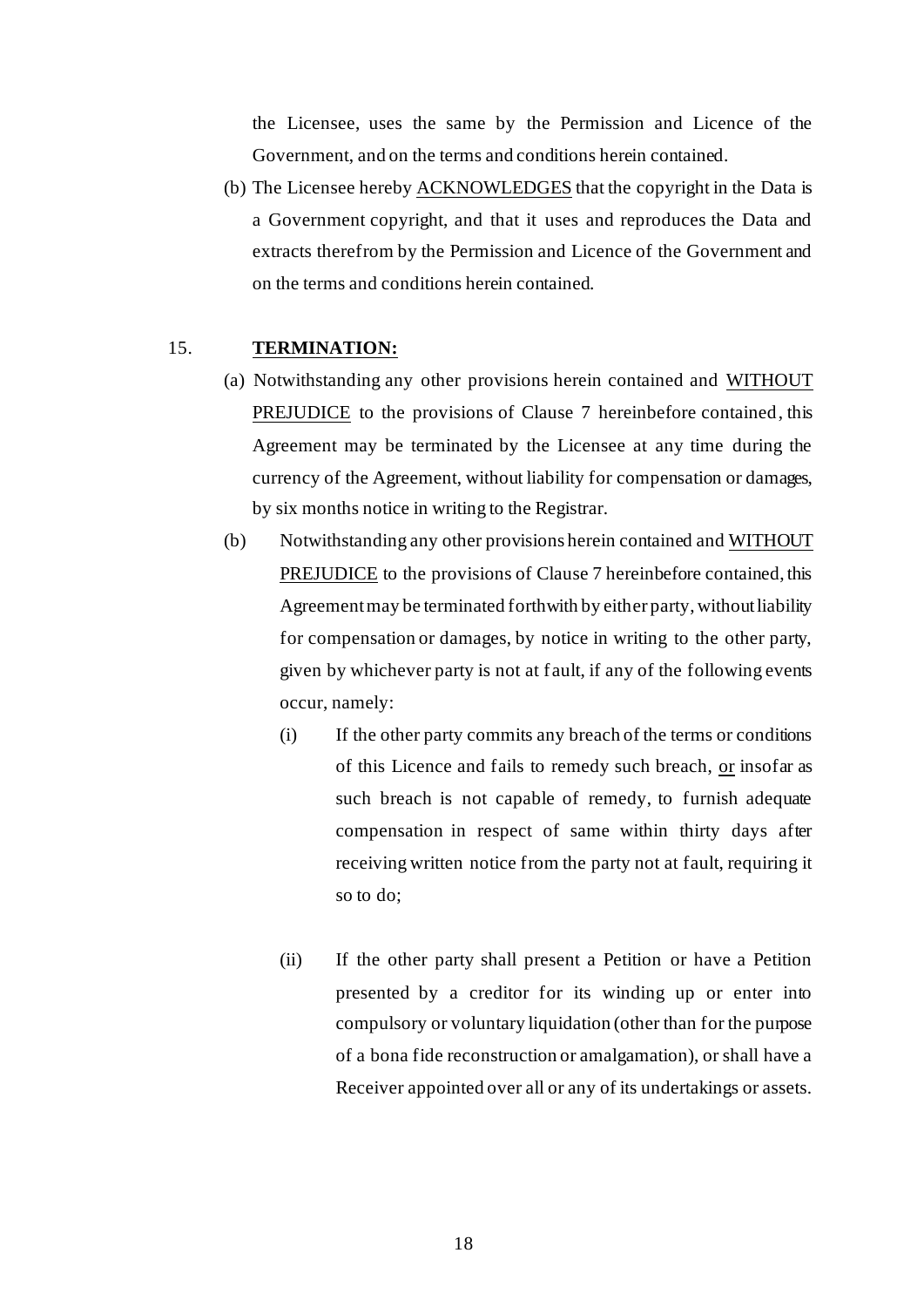the Licensee, uses the same by the Permission and Licence of the Government, and on the terms and conditions herein contained.

(b) The Licensee hereby ACKNOWLEDGES that the copyright in the Data is a Government copyright, and that it uses and reproduces the Data and extracts therefrom by the Permission and Licence of the Government and on the terms and conditions herein contained.

15. **TERMINATION:**

(a) Notwithstanding any other provisions herein contained and WITHOUT PREJUDICE to the provisions of Clause 7 hereinbefore contained, this Agreement may be terminated by the Licensee at any time during the currency of the Agreement, without liability for compensation or damages, by six months notice in writing to the Registrar.

(b) Notwithstanding any other provisions herein contained and WITHOUT PREJUDICE to the provisions of Clause 7 hereinbefore contained, this Agreement may be terminated forthwith by either party, without liability for compensation or damages, by notice in writing to the other party, given by whichever party is not at fault, if any of the following events occur, namely:

(i) If the other party commits any breach of the terms or conditions of this Licence and fails to remedy such breach, or insofar as such breach is not capable of remedy, to furnish adequate compensation in respect of same within thirty days after receiving written notice from the party not at fault, requiring it so to do;

(ii) If the other party shall present a Petition or have a Petition presented by a creditor for its winding up or enter into compulsory or voluntary liquidation (other than for the purpose of a bona fide reconstruction or amalgamation), or shall have a Receiver appointed over all or any of its undertakings or assets.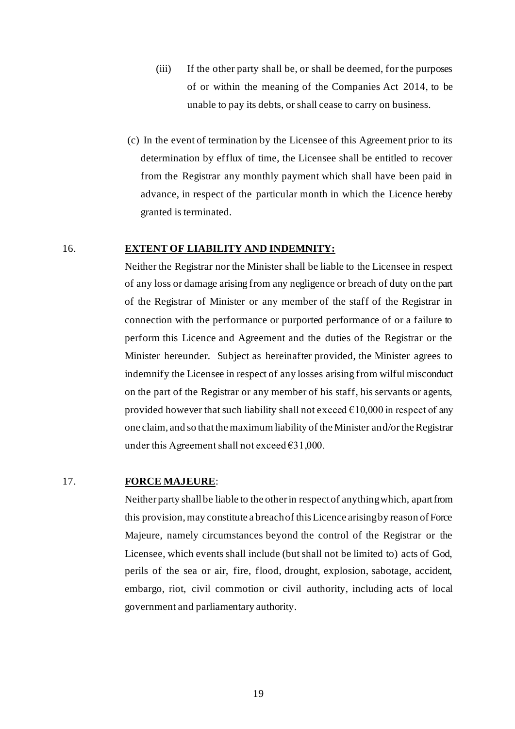(iii) If the other party shall be, or shall be deemed, for the purposes of or within the meaning of the Companies Act 2014, to be unable to pay its debts, or shall cease to carry on business.

(c) In the event of termination by the Licensee of this Agreement prior to its determination by efflux of time, the Licensee shall be entitled to recover from the Registrar any monthly payment which shall have been paid in advance, in respect of the particular month in which the Licence hereby granted is terminated.

16. **EXTENT OF LIABILITY AND INDEMNITY:**

Neither the Registrar nor the Minister shall be liable to the Licensee in respect of any loss or damage arising from any negligence or breach of duty on the part of the Registrar of Minister or any member of the staff of the Registrar in connection with the performance or purported performance of or a failure to perform this Licence and Agreement and the duties of the Registrar or the Minister hereunder. Subject as hereinafter provided, the Minister agrees to indemnify the Licensee in respect of any losses arising from wilful misconduct on the part of the Registrar or any member of his staff, his servants or agents, provided however that such liability shall not exceed €10,000 in respect of any one claim, and so that the maximum liability of the Minister and/or the Registrar under this Agreement shall not exceed €31,000.

17. **FORCE MAJEURE**:

Neither party shall be liable to the other in respect of anything which, apart from this provision, may constitute a breach of this Licence arising by reason of Force Majeure, namely circumstances beyond the control of the Registrar or the Licensee, which events shall include (but shall not be limited to) acts of God, perils of the sea or air, fire, flood, drought, explosion, sabotage, accident, embargo, riot, civil commotion or civil authority, including acts of local government and parliamentary authority.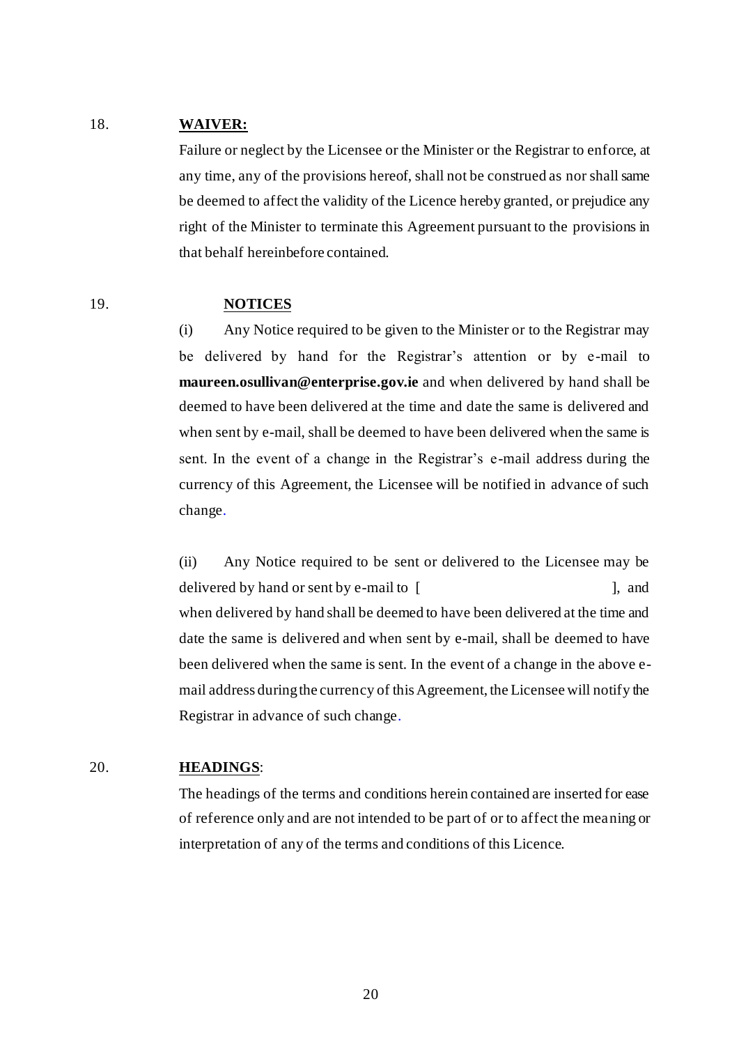18. **WAIVER:**

Failure or neglect by the Licensee or the Minister or the Registrar to enforce, at any time, any of the provisions hereof, shall not be construed as nor shall same be deemed to affect the validity of the Licence hereby granted, or prejudice any right of the Minister to terminate this Agreement pursuant to the provisions in that behalf hereinbefore contained.

19. **NOTICES**

(i) Any Notice required to be given to the Minister or to the Registrar may be delivered by hand for the Registrar's attention or by e-mail to **maureen.osullivan@enterprise.gov.ie** and when delivered by hand shall be deemed to have been delivered at the time and date the same is delivered and when sent by e-mail, shall be deemed to have been delivered when the same is sent. In the event of a change in the Registrar's e-mail address during the currency of this Agreement, the Licensee will be notified in advance of such change.

(ii) Any Notice required to be sent or delivered to the Licensee may be delivered by hand or sent by e-mail to [ ], and when delivered by hand shall be deemed to have been delivered at the time and date the same is delivered and when sent by e-mail, shall be deemed to have been delivered when the same is sent. In the event of a change in the above e-mail address during the currency of this Agreement, the Licensee will notify the Registrar in advance of such change.

20. **HEADINGS**:

The headings of the terms and conditions herein contained are inserted for ease of reference only and are not intended to be part of or to affect the meaning or interpretation of any of the terms and conditions of this Licence.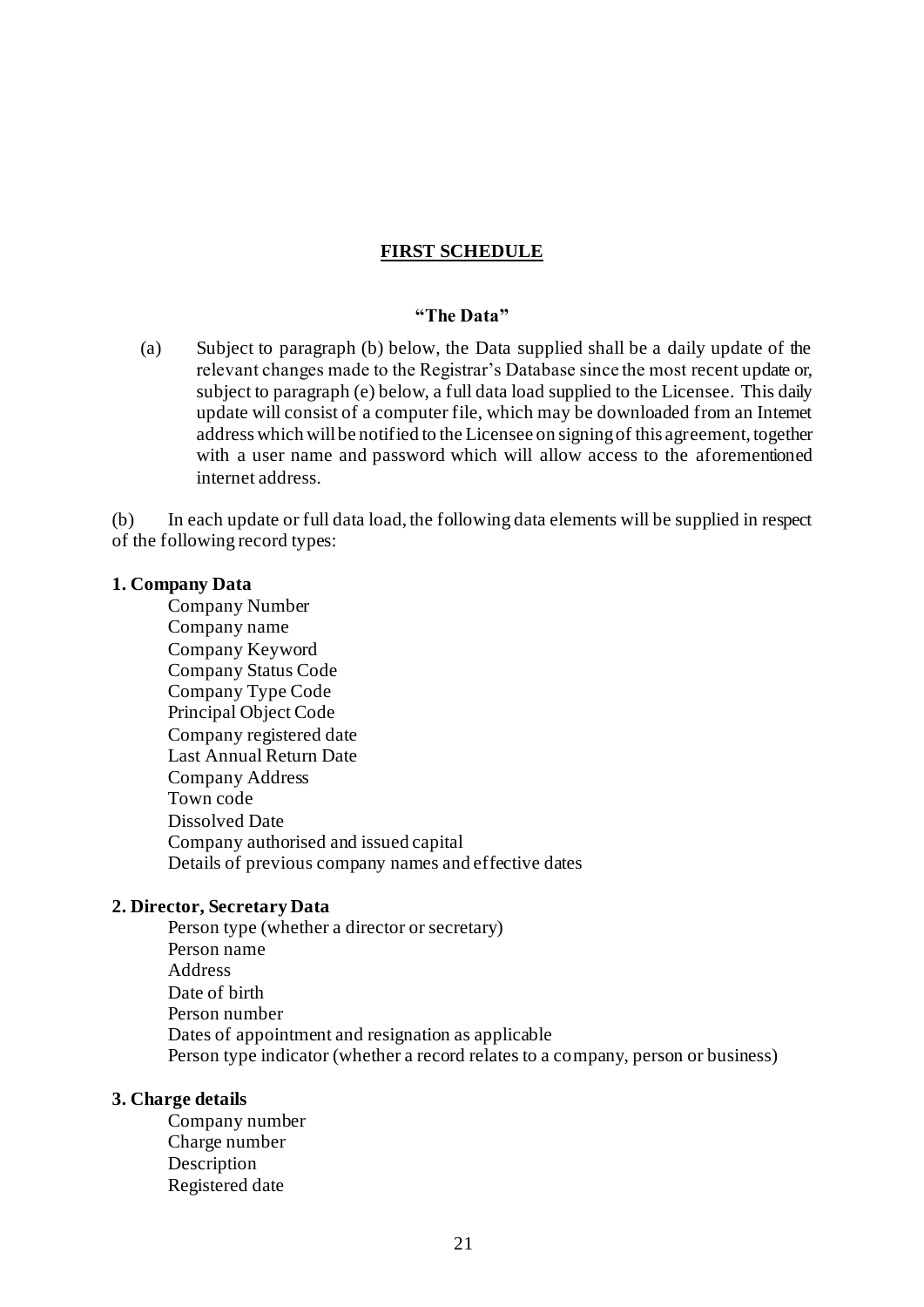## FIRST SCHEDULE

### "The Data"

(a) Subject to paragraph (b) below, the Data supplied shall be a daily update of the relevant changes made to the Registrar's Database since the most recent update or, subject to paragraph (e) below, a full data load supplied to the Licensee. This daily update will consist of a computer file, which may be downloaded from an Internet address which will be notified to the Licensee on signing of this agreement, together with a user name and password which will allow access to the aforementioned internet address.

(b) In each update or full data load, the following data elements will be supplied in respect of the following record types:

**1. Company Data**

- Company Number
- Company name
- Company Keyword
- Company Status Code
- Company Type Code
- Principal Object Code
- Company registered date
- Last Annual Return Date
- Company Address
- Town code
- Dissolved Date
- Company authorised and issued capital
- Details of previous company names and effective dates

**2. Director, Secretary Data**

- Person type (whether a director or secretary)
- Person name
- Address
- Date of birth
- Person number
- Dates of appointment and resignation as applicable
- Person type indicator (whether a record relates to a company, person or business)

**3. Charge details**

- Company number
- Charge number
- Description
- Registered date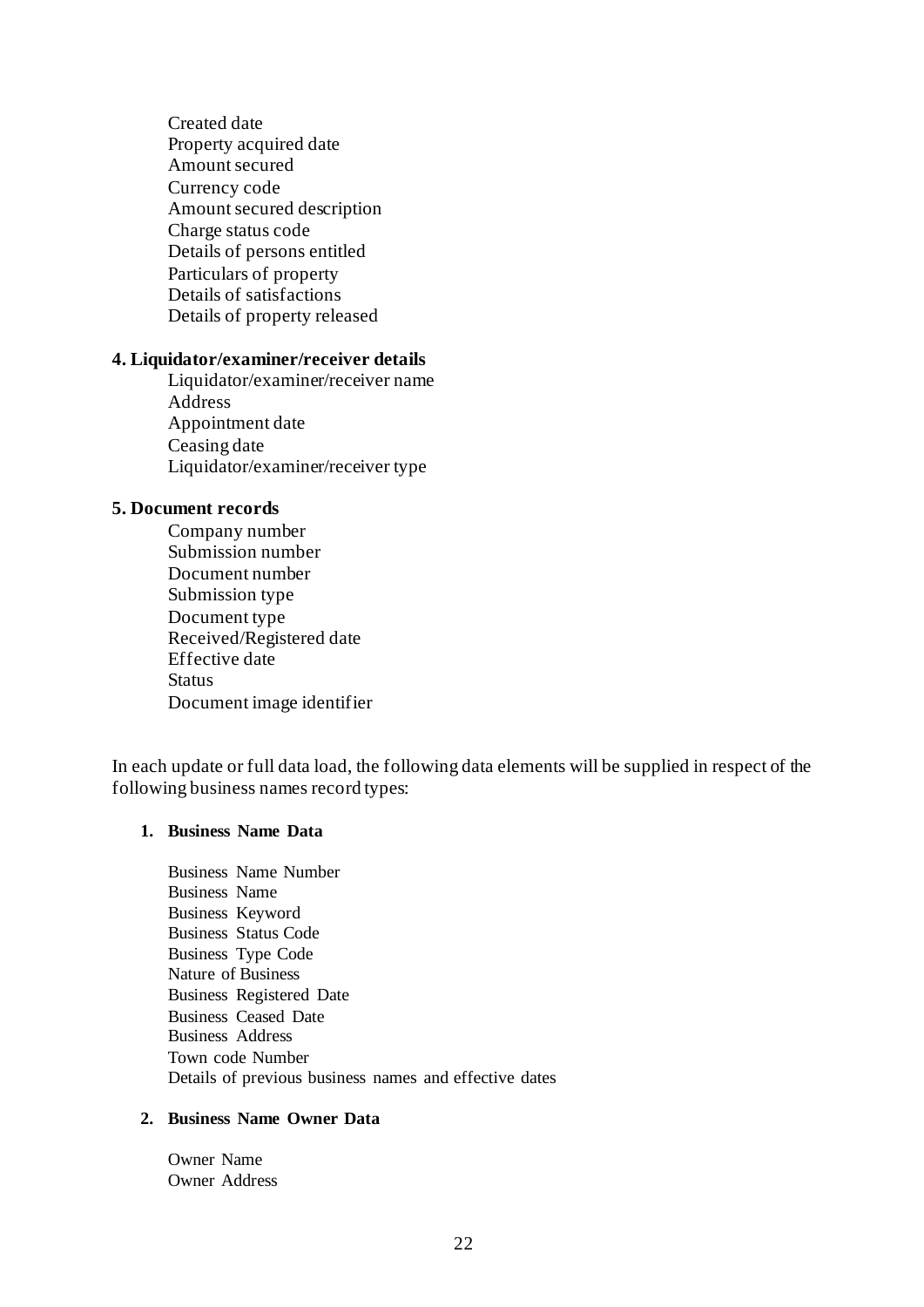Created date
Property acquired date
Amount secured
Currency code
Amount secured description
Charge status code
Details of persons entitled
Particulars of property
Details of satisfactions
Details of property released

**4. Liquidator/examiner/receiver details**

Liquidator/examiner/receiver name
Address
Appointment date
Ceasing date
Liquidator/examiner/receiver type

**5. Document records**

Company number
Submission number
Document number
Submission type
Document type
Received/Registered date
Effective date
Status
Document image identifier

In each update or full data load, the following data elements will be supplied in respect of the following business names record types:

**1. Business Name Data**

Business Name Number
Business Name
Business Keyword
Business Status Code
Business Type Code
Nature of Business
Business Registered Date
Business Ceased Date
Business Address
Town code Number
Details of previous business names and effective dates

**2. Business Name Owner Data**

Owner Name
Owner Address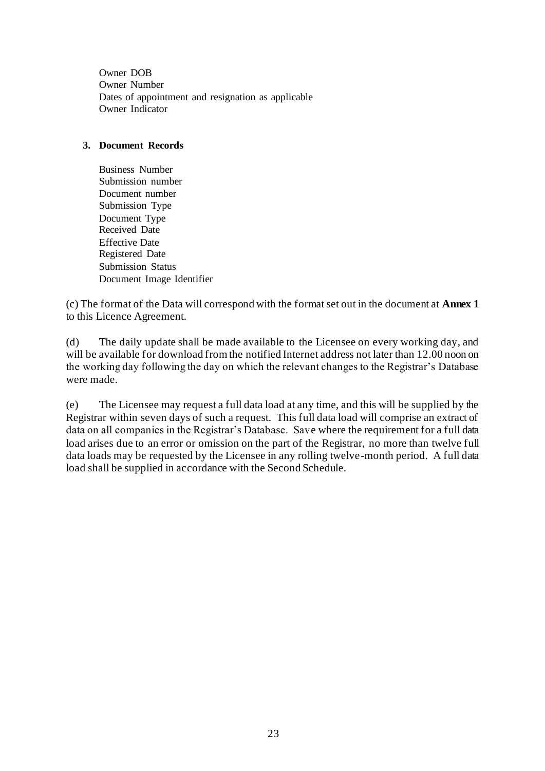Owner DOB
Owner Number
Dates of appointment and resignation as applicable
Owner Indicator

**3. Document Records**

Business Number
Submission number
Document number
Submission Type
Document Type
Received Date
Effective Date
Registered Date
Submission Status
Document Image Identifier

(c) The format of the Data will correspond with the format set out in the document at **Annex 1** to this Licence Agreement.

(d) The daily update shall be made available to the Licensee on every working day, and will be available for download from the notified Internet address not later than 12.00 noon on the working day following the day on which the relevant changes to the Registrar's Database were made.

(e) The Licensee may request a full data load at any time, and this will be supplied by the Registrar within seven days of such a request. This full data load will comprise an extract of data on all companies in the Registrar's Database. Save where the requirement for a full data load arises due to an error or omission on the part of the Registrar, no more than twelve full data loads may be requested by the Licensee in any rolling twelve-month period. A full data load shall be supplied in accordance with the Second Schedule.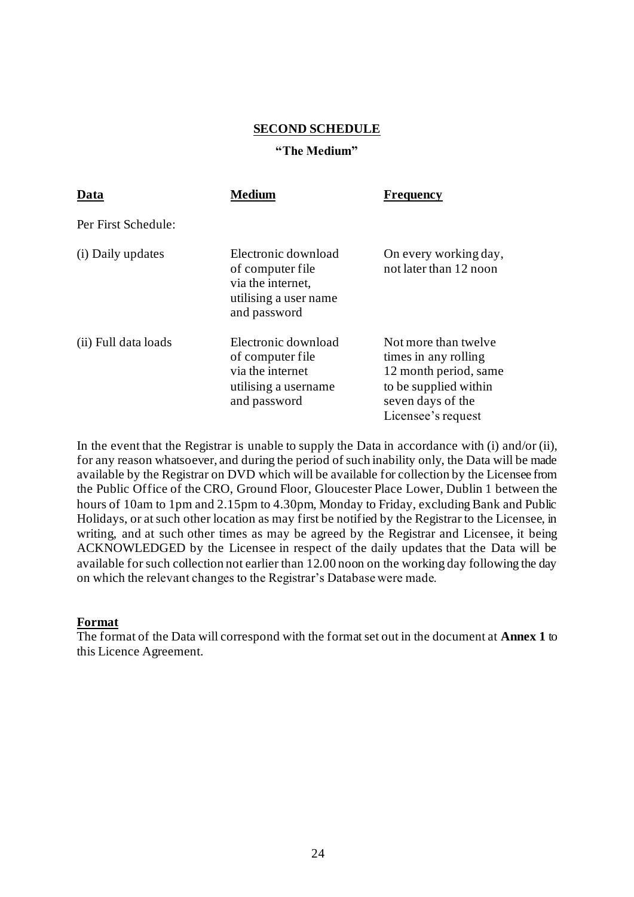## SECOND SCHEDULE

### "The Medium"

| Data | Medium | Frequency |
|---|---|---|
| Per First Schedule: | | |
| (i) Daily updates | Electronic download of computer file via the internet, utilising a user name and password | On every working day, not later than 12 noon |
| (ii) Full data loads | Electronic download of computer file via the internet utilising a username and password | Not more than twelve times in any rolling 12 month period, same to be supplied within seven days of the Licensee's request |

In the event that the Registrar is unable to supply the Data in accordance with (i) and/or (ii), for any reason whatsoever, and during the period of such inability only, the Data will be made available by the Registrar on DVD which will be available for collection by the Licensee from the Public Office of the CRO, Ground Floor, Gloucester Place Lower, Dublin 1 between the hours of 10am to 1pm and 2.15pm to 4.30pm, Monday to Friday, excluding Bank and Public Holidays, or at such other location as may first be notified by the Registrar to the Licensee, in writing, and at such other times as may be agreed by the Registrar and Licensee, it being ACKNOWLEDGED by the Licensee in respect of the daily updates that the Data will be available for such collection not earlier than 12.00 noon on the working day following the day on which the relevant changes to the Registrar's Database were made.

**Format**

The format of the Data will correspond with the format set out in the document at **Annex 1** to this Licence Agreement.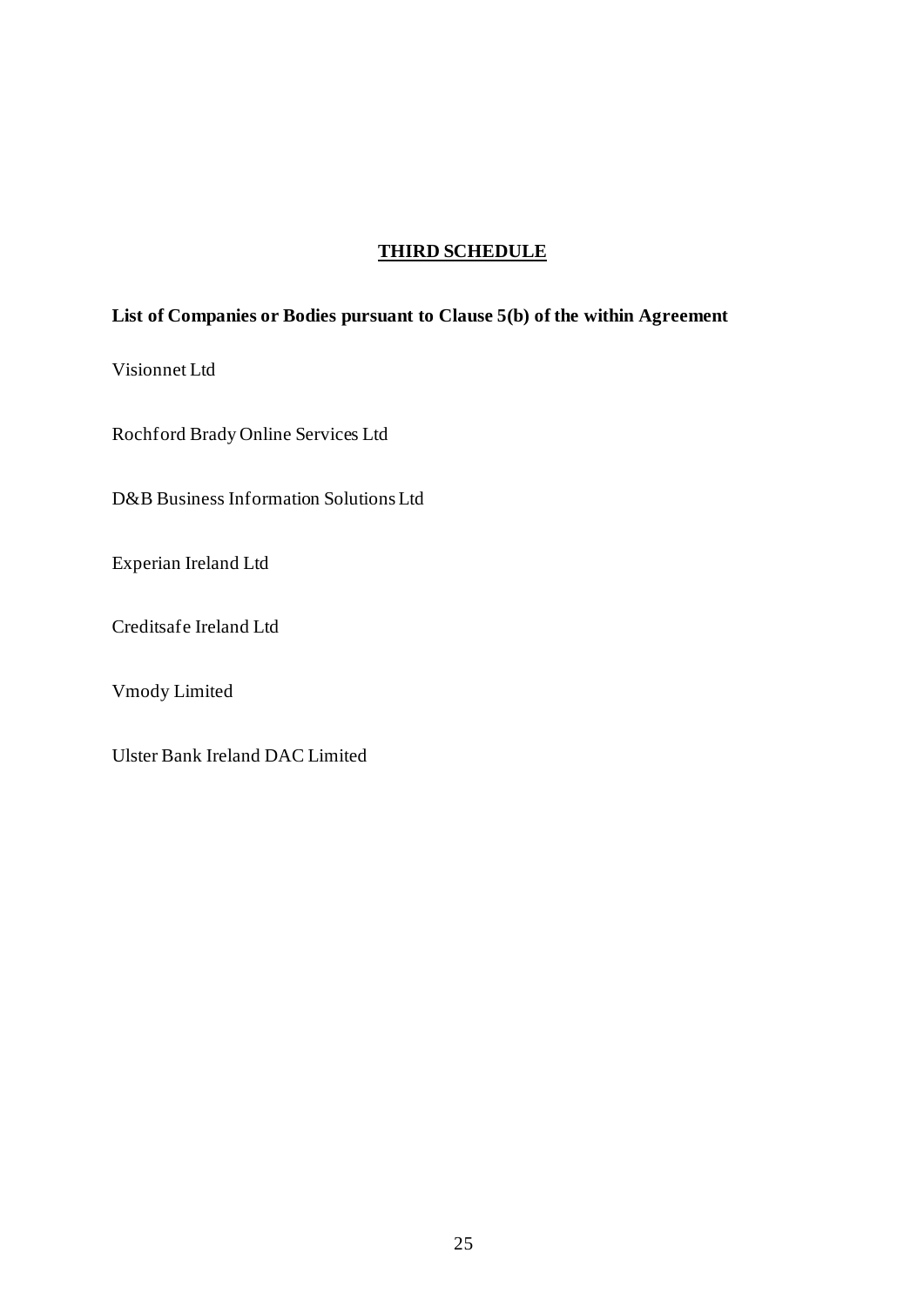# THIRD SCHEDULE

**List of Companies or Bodies pursuant to Clause 5(b) of the within Agreement**

Visionnet Ltd

Rochford Brady Online Services Ltd

D&B Business Information Solutions Ltd

Experian Ireland Ltd

Creditsafe Ireland Ltd

Vmody Limited

Ulster Bank Ireland DAC Limited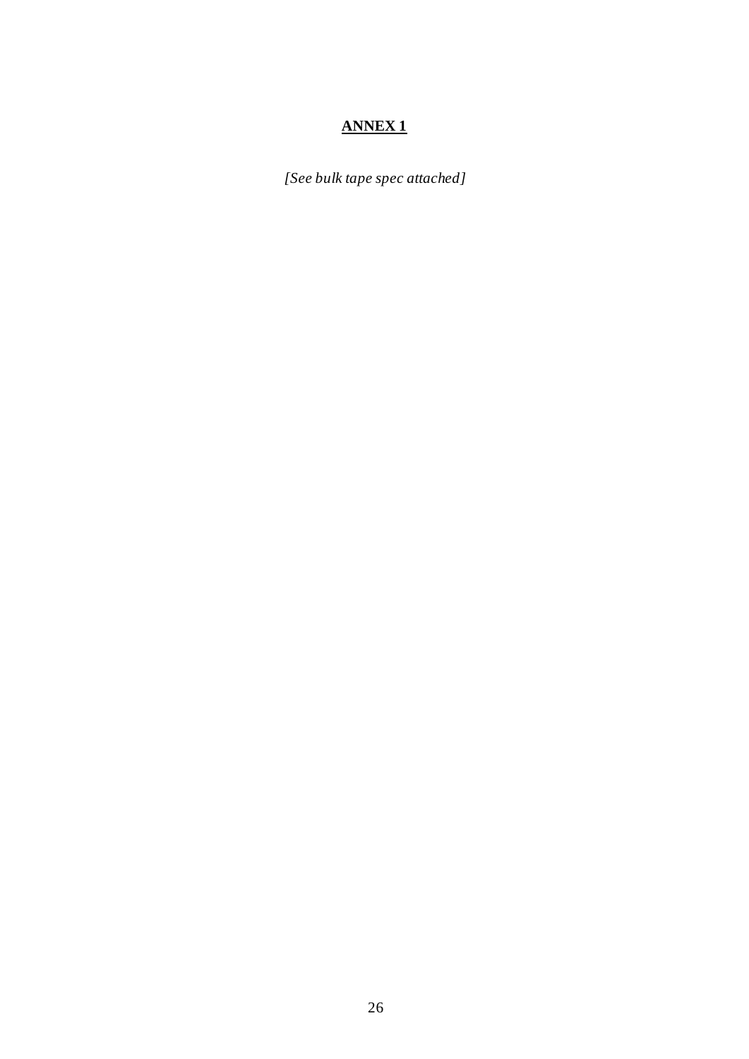# **ANNEX 1**

*[See bulk tape spec attached]*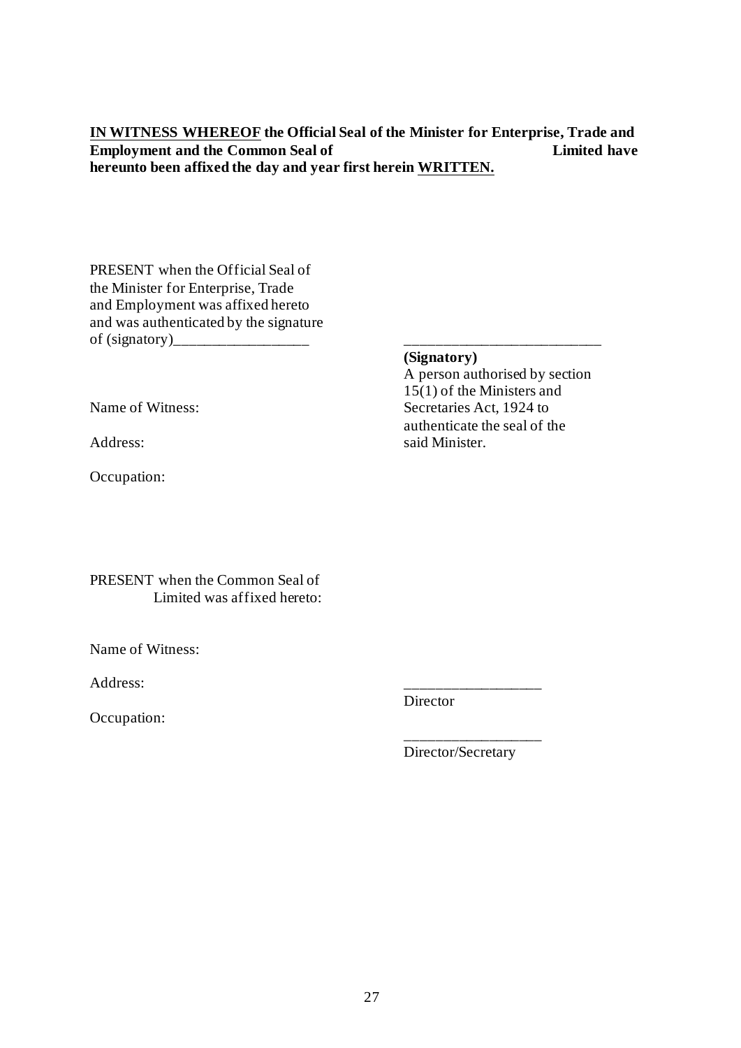**<u>IN WITNESS WHEREOF</u> the Official Seal of the Minister for Enterprise, Trade and Employment and the Common Seal of Limited have hereunto been affixed the day and year first herein <u>WRITTEN.</u>**

PRESENT when the Official Seal of the Minister for Enterprise, Trade and Employment was affixed hereto and was authenticated by the signature of (signatory)_________________

_________________________

**(Signatory)**
A person authorised by section 15(1) of the Ministers and Secretaries Act, 1924 to authenticate the seal of the said Minister.

Name of Witness:

Address:

Occupation:

PRESENT when the Common Seal of Limited was affixed hereto:

Name of Witness:

Address:

Occupation:

_________________
Director

_________________
Director/Secretary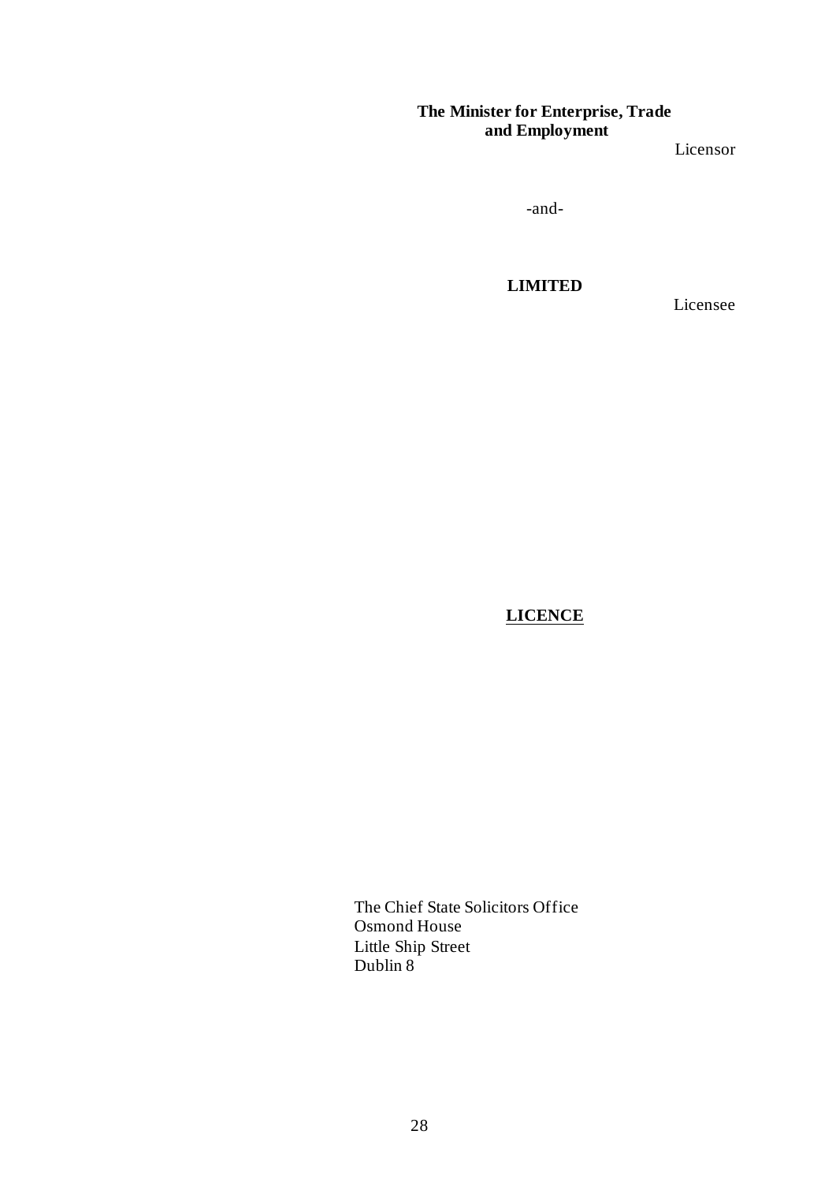**The Minister for Enterprise, Trade and Employment**

Licensor

-and-

**LIMITED**

Licensee

**<u>LICENCE</u>**

The Chief State Solicitors Office
Osmond House
Little Ship Street
Dublin 8